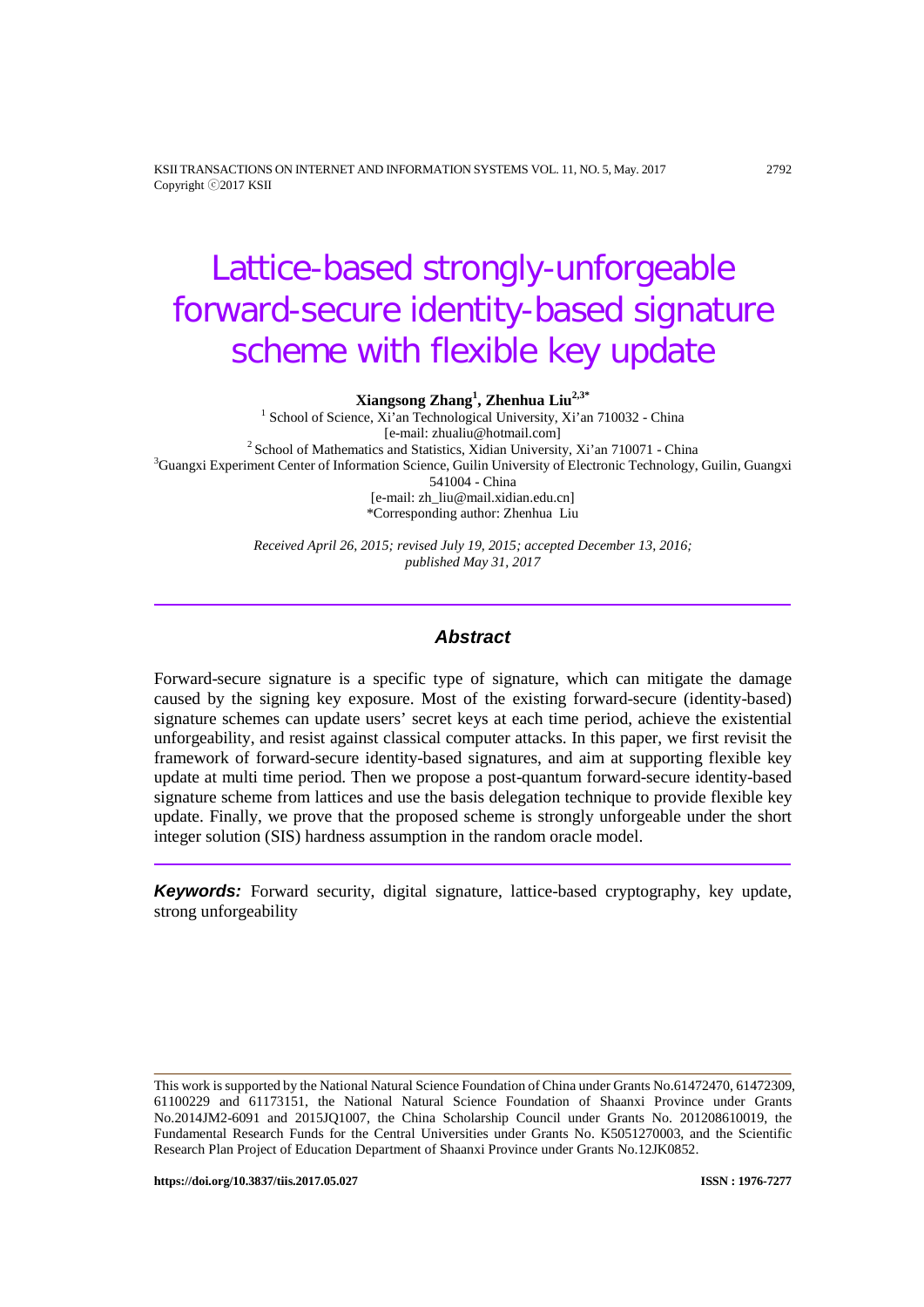# Lattice-based strongly-unforgeable forward-secure identity-based signature scheme with flexible key update

**Xiangsong Zhang[1], Zhenhua Liu[2,3*]**

[1] School of Science, Xi'an Technological University, Xi'an 710032 - China
[e-mail: zhualiu@hotmail.com]
[2] School of Mathematics and Statistics, Xidian University, Xi'an 710071 - China
[3] Guangxi Experiment Center of Information Science, Guilin University of Electronic Technology, Guilin, Guangxi 541004 - China
[e-mail: zh_liu@mail.xidian.edu.cn]
*Corresponding author: Zhenhua Liu

*Received April 26, 2015; revised July 19, 2015; accepted December 13, 2016; published May 31, 2017*

---

## Abstract

Forward-secure signature is a specific type of signature, which can mitigate the damage caused by the signing key exposure. Most of the existing forward-secure (identity-based) signature schemes can update users' secret keys at each time period, achieve the existential unforgeability, and resist against classical computer attacks. In this paper, we first revisit the framework of forward-secure identity-based signatures, and aim at supporting flexible key update at multi time period. Then we propose a post-quantum forward-secure identity-based signature scheme from lattices and use the basis delegation technique to provide flexible key update. Finally, we prove that the proposed scheme is strongly unforgeable under the short integer solution (SIS) hardness assumption in the random oracle model.

---

***Keywords:*** Forward security, digital signature, lattice-based cryptography, key update, strong unforgeability

---

This work is supported by the National Natural Science Foundation of China under Grants No.61472470, 61472309, 61100229 and 61173151, the National Natural Science Foundation of Shaanxi Province under Grants No.2014JM2-6091 and 2015JQ1007, the China Scholarship Council under Grants No. 201208610019, the Fundamental Research Funds for the Central Universities under Grants No. K5051270003, and the Scientific Research Plan Project of Education Department of Shaanxi Province under Grants No.12JK0852.

**https://doi.org/10.3837/tiis.2017.05.027** **ISSN : 1976-7277**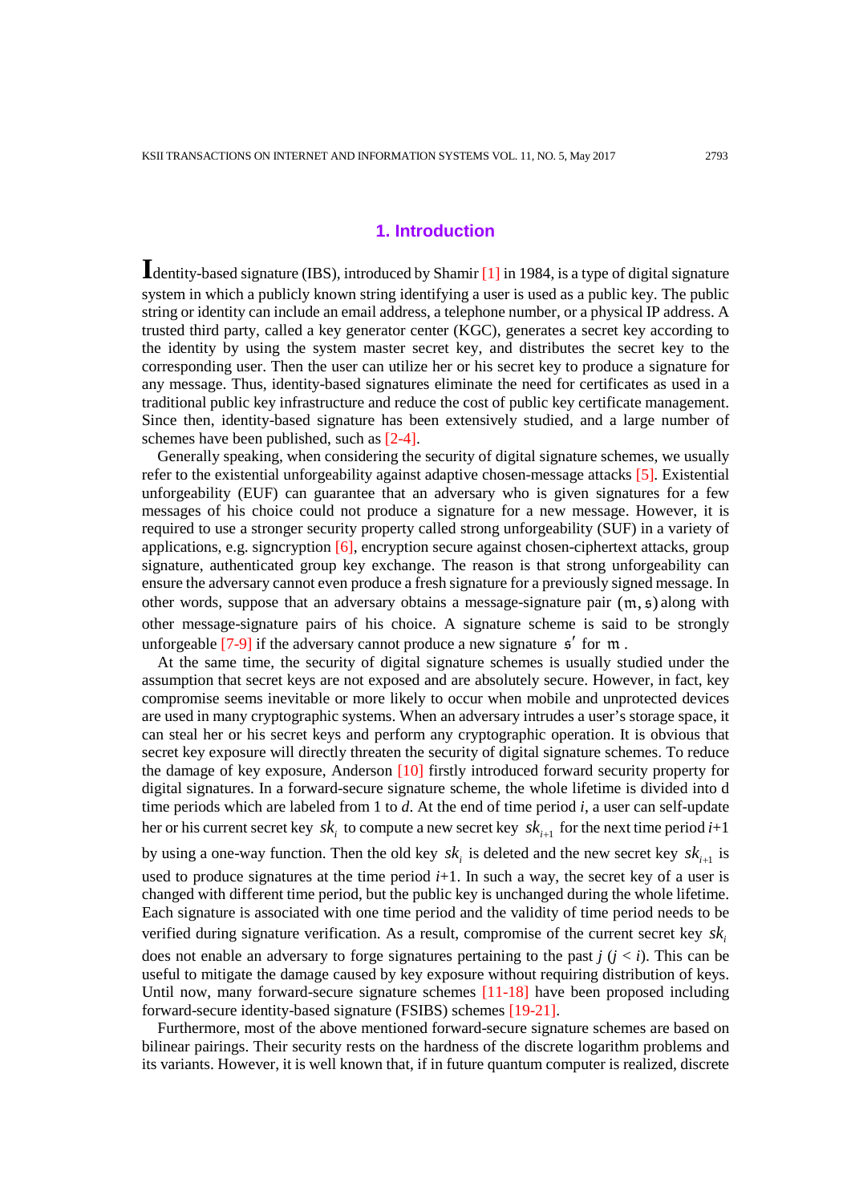## 1. Introduction

Identity-based signature (IBS), introduced by Shamir [1] in 1984, is a type of digital signature system in which a publicly known string identifying a user is used as a public key. The public string or identity can include an email address, a telephone number, or a physical IP address. A trusted third party, called a key generator center (KGC), generates a secret key according to the identity by using the system master secret key, and distributes the secret key to the corresponding user. Then the user can utilize her or his secret key to produce a signature for any message. Thus, identity-based signatures eliminate the need for certificates as used in a traditional public key infrastructure and reduce the cost of public key certificate management. Since then, identity-based signature has been extensively studied, and a large number of schemes have been published, such as [2-4].

Generally speaking, when considering the security of digital signature schemes, we usually refer to the existential unforgeability against adaptive chosen-message attacks [5]. Existential unforgeability (EUF) can guarantee that an adversary who is given signatures for a few messages of his choice could not produce a signature for a new message. However, it is required to use a stronger security property called strong unforgeability (SUF) in a variety of applications, e.g. signcryption [6], encryption secure against chosen-ciphertext attacks, group signature, authenticated group key exchange. The reason is that strong unforgeability can ensure the adversary cannot even produce a fresh signature for a previously signed message. In other words, suppose that an adversary obtains a message-signature pair $(\mathfrak{m}, \mathfrak{s})$ along with other message-signature pairs of his choice. A signature scheme is said to be strongly unforgeable [7-9] if the adversary cannot produce a new signature $\mathfrak{s}'$ for $\mathfrak{m}$.

At the same time, the security of digital signature schemes is usually studied under the assumption that secret keys are not exposed and are absolutely secure. However, in fact, key compromise seems inevitable or more likely to occur when mobile and unprotected devices are used in many cryptographic systems. When an adversary intrudes a user's storage space, it can steal her or his secret keys and perform any cryptographic operation. It is obvious that secret key exposure will directly threaten the security of digital signature schemes. To reduce the damage of key exposure, Anderson [10] firstly introduced forward security property for digital signatures. In a forward-secure signature scheme, the whole lifetime is divided into d time periods which are labeled from 1 to $d$. At the end of time period $i$, a user can self-update her or his current secret key $sk_i$ to compute a new secret key $sk_{i+1}$ for the next time period $i$+1 by using a one-way function. Then the old key $sk_i$ is deleted and the new secret key $sk_{i+1}$ is used to produce signatures at the time period $i$+1. In such a way, the secret key of a user is changed with different time period, but the public key is unchanged during the whole lifetime. Each signature is associated with one time period and the validity of time period needs to be verified during signature verification. As a result, compromise of the current secret key $sk_i$ does not enable an adversary to forge signatures pertaining to the past $j$ ($j < i$). This can be useful to mitigate the damage caused by key exposure without requiring distribution of keys. Until now, many forward-secure signature schemes [11-18] have been proposed including forward-secure identity-based signature (FSIBS) schemes [19-21].

Furthermore, most of the above mentioned forward-secure signature schemes are based on bilinear pairings. Their security rests on the hardness of the discrete logarithm problems and its variants. However, it is well known that, if in future quantum computer is realized, discrete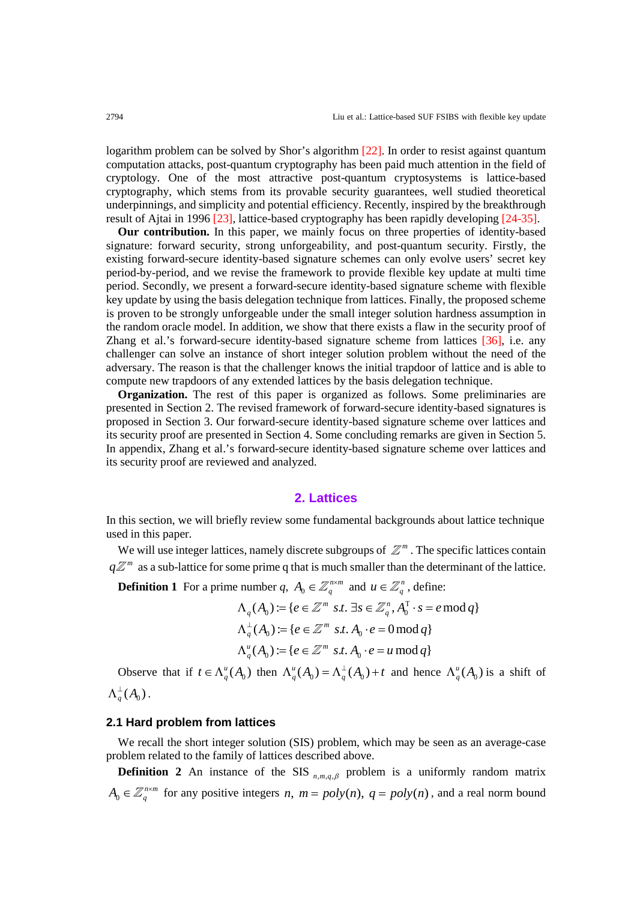logarithm problem can be solved by Shor's algorithm [22]. In order to resist against quantum computation attacks, post-quantum cryptography has been paid much attention in the field of cryptology. One of the most attractive post-quantum cryptosystems is lattice-based cryptography, which stems from its provable security guarantees, well studied theoretical underpinnings, and simplicity and potential efficiency. Recently, inspired by the breakthrough result of Ajtai in 1996 [23], lattice-based cryptography has been rapidly developing [24-35].

**Our contribution.** In this paper, we mainly focus on three properties of identity-based signature: forward security, strong unforgeability, and post-quantum security. Firstly, the existing forward-secure identity-based signature schemes can only evolve users' secret key period-by-period, and we revise the framework to provide flexible key update at multi time period. Secondly, we present a forward-secure identity-based signature scheme with flexible key update by using the basis delegation technique from lattices. Finally, the proposed scheme is proven to be strongly unforgeable under the small integer solution hardness assumption in the random oracle model. In addition, we show that there exists a flaw in the security proof of Zhang et al.'s forward-secure identity-based signature scheme from lattices [36], i.e. any challenger can solve an instance of short integer solution problem without the need of the adversary. The reason is that the challenger knows the initial trapdoor of lattice and is able to compute new trapdoors of any extended lattices by the basis delegation technique.

**Organization.** The rest of this paper is organized as follows. Some preliminaries are presented in Section 2. The revised framework of forward-secure identity-based signatures is proposed in Section 3. Our forward-secure identity-based signature scheme over lattices and its security proof are presented in Section 4. Some concluding remarks are given in Section 5. In appendix, Zhang et al.'s forward-secure identity-based signature scheme over lattices and its security proof are reviewed and analyzed.

## 2. Lattices

In this section, we will briefly review some fundamental backgrounds about lattice technique used in this paper.

We will use integer lattices, namely discrete subgroups of $\mathbb{Z}^m$. The specific lattices contain $q\mathbb{Z}^m$ as a sub-lattice for some prime q that is much smaller than the determinant of the lattice.

**Definition 1** For a prime number $q$, $A_0 \in \mathbb{Z}_q^{n\times m}$ and $u \in \mathbb{Z}_q^n$, define:

$$\Lambda_q(A_0) := \{e \in \mathbb{Z}^m \ s.t.\ \exists s \in \mathbb{Z}_q^n, A_0^{\mathrm{T}} \cdot s = e \bmod q\}$$

$$\Lambda_q^{\perp}(A_0) := \{e \in \mathbb{Z}^m \ s.t.\ A_0 \cdot e = 0 \bmod q\}$$

$$\Lambda_q^{u}(A_0) := \{e \in \mathbb{Z}^m \ s.t.\ A_0 \cdot e = u \bmod q\}$$

Observe that if $t \in \Lambda_q^u(A_0)$ then $\Lambda_q^u(A_0) = \Lambda_q^{\perp}(A_0) + t$ and hence $\Lambda_q^u(A_0)$ is a shift of $\Lambda_q^{\perp}(A_0)$.

### 2.1 Hard problem from lattices

We recall the short integer solution (SIS) problem, which may be seen as an average-case problem related to the family of lattices described above.

**Definition 2** An instance of the SIS $_{n,m,q,\beta}$ problem is a uniformly random matrix $A_0 \in \mathbb{Z}_q^{n\times m}$ for any positive integers $n$, $m = poly(n)$, $q = poly(n)$, and a real norm bound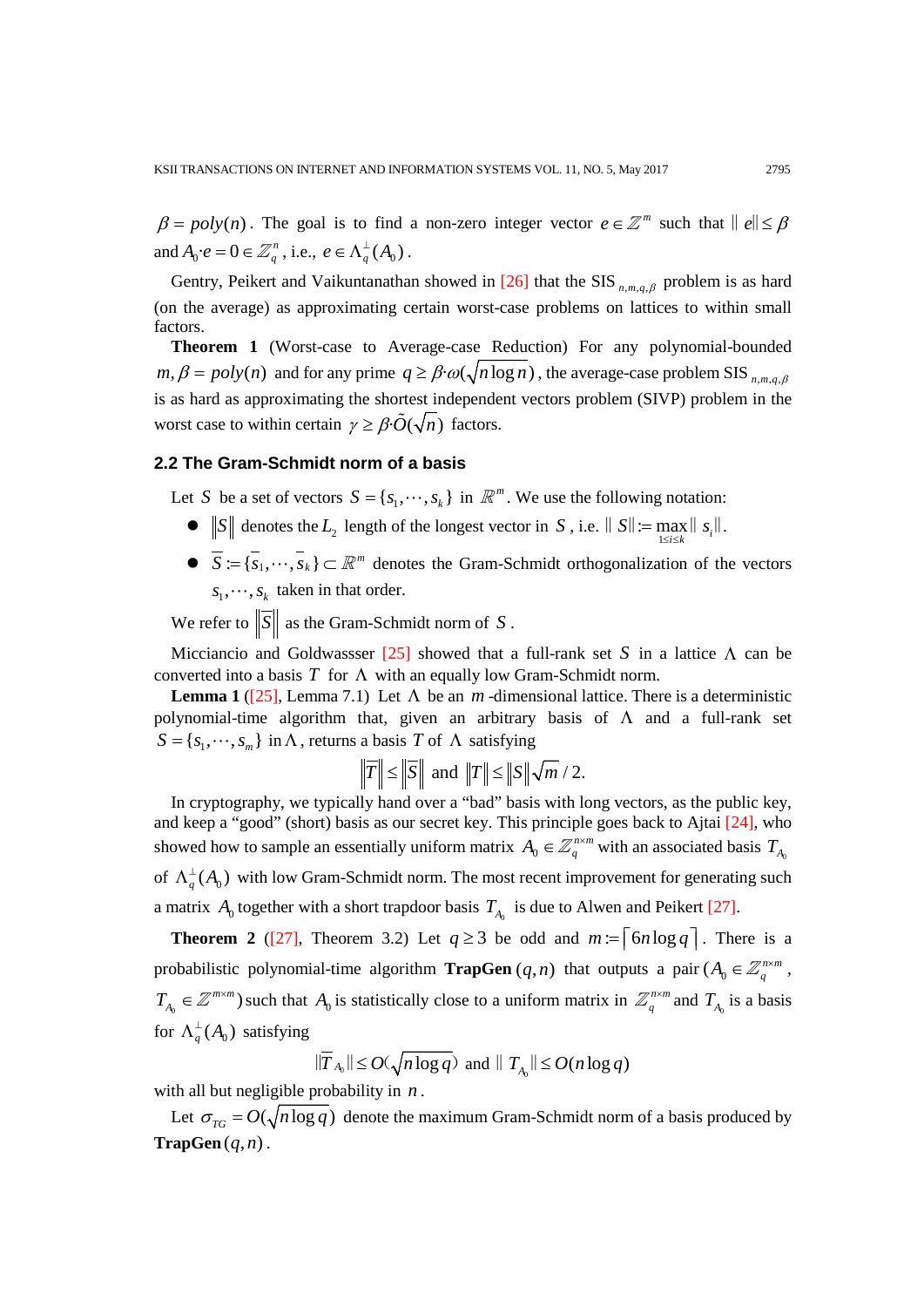$\beta = poly(n)$. The goal is to find a non-zero integer vector $e \in \mathbb{Z}^m$ such that $\| e\| \le \beta$ and $A_0 \cdot e = 0 \in \mathbb{Z}_q^n$, i.e., $e \in \Lambda_q^{\perp}(A_0)$.

Gentry, Peikert and Vaikuntanathan showed in [26] that the SIS $_{n,m,q,\beta}$ problem is as hard (on the average) as approximating certain worst-case problems on lattices to within small factors.

**Theorem 1** (Worst-case to Average-case Reduction) For any polynomial-bounded $m, \beta = poly(n)$ and for any prime $q \ge \beta \cdot \omega(\sqrt{n \log n})$, the average-case problem SIS $_{n,m,q,\beta}$ is as hard as approximating the shortest independent vectors problem (SIVP) problem in the worst case to within certain $\gamma \ge \beta \cdot \tilde{O}(\sqrt{n})$ factors.

### 2.2 The Gram-Schmidt norm of a basis

Let $S$ be a set of vectors $S = \{s_1, \cdots, s_k\}$ in $\mathbb{R}^m$. We use the following notation:

- $\|S\|$ denotes the $L_2$ length of the longest vector in $S$, i.e. $\| S\| := \max_{1\le i\le k} \| s_i\|$.
- $\overline{S} := \{\overline{s}_1, \cdots, \overline{s}_k\} \subset \mathbb{R}^m$ denotes the Gram-Schmidt orthogonalization of the vectors $s_1, \cdots, s_k$ taken in that order.

We refer to $\|\overline{S}\|$ as the Gram-Schmidt norm of $S$.

Micciancio and Goldwassser [25] showed that a full-rank set $S$ in a lattice $\Lambda$ can be converted into a basis $T$ for $\Lambda$ with an equally low Gram-Schmidt norm.

**Lemma 1** ([25], Lemma 7.1) Let $\Lambda$ be an $m$-dimensional lattice. There is a deterministic polynomial-time algorithm that, given an arbitrary basis of $\Lambda$ and a full-rank set $S = \{s_1, \cdots, s_m\}$ in $\Lambda$, returns a basis $T$ of $\Lambda$ satisfying

$$\|\overline{T}\| \le \|\overline{S}\| \text{ and } \|T\| \le \|S\| \sqrt{m}/2.$$

In cryptography, we typically hand over a "bad" basis with long vectors, as the public key, and keep a "good" (short) basis as our secret key. This principle goes back to Ajtai [24], who showed how to sample an essentially uniform matrix $A_0 \in \mathbb{Z}_q^{n\times m}$ with an associated basis $T_{A_0}$ of $\Lambda_q^{\perp}(A_0)$ with low Gram-Schmidt norm. The most recent improvement for generating such a matrix $A_0$ together with a short trapdoor basis $T_{A_0}$ is due to Alwen and Peikert [27].

**Theorem 2** ([27], Theorem 3.2) Let $q \ge 3$ be odd and $m := \lceil 6n \log q \rceil$. There is a probabilistic polynomial-time algorithm **TrapGen** $(q, n)$ that outputs a pair $(A_0 \in \mathbb{Z}_q^{n\times m}, T_{A_0} \in \mathbb{Z}^{m\times m})$ such that $A_0$ is statistically close to a uniform matrix in $\mathbb{Z}_q^{n\times m}$ and $T_{A_0}$ is a basis for $\Lambda_q^{\perp}(A_0)$ satisfying

$$\|\overline{T}_{A_0}\| \le O(\sqrt{n \log q}) \text{ and } \| T_{A_0}\| \le O(n \log q)$$

with all but negligible probability in $n$.

Let $\sigma_{TG} = O(\sqrt{n \log q})$ denote the maximum Gram-Schmidt norm of a basis produced by **TrapGen** $(q, n)$.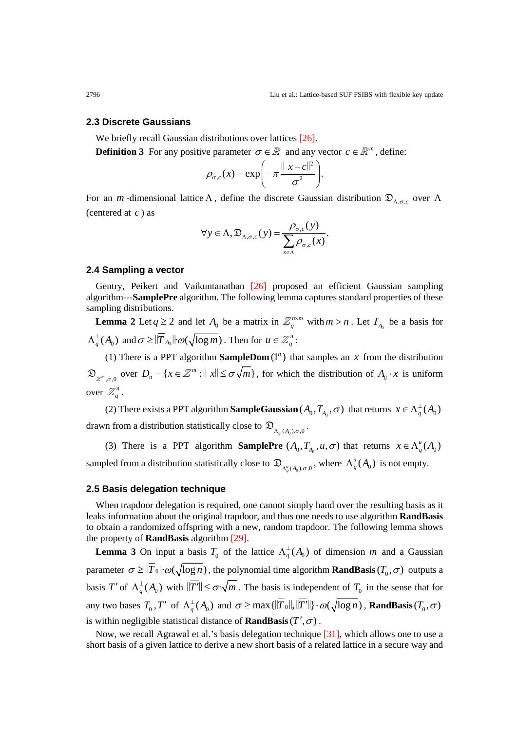### 2.3 Discrete Gaussians

We briefly recall Gaussian distributions over lattices [26].

**Definition 3** For any positive parameter $\sigma \in \mathbb{R}$ and any vector $c \in \mathbb{R}^m$, define:

$$\rho_{\sigma,c}(x) = \exp\left(-\pi \frac{\|x-c\|^2}{\sigma^2}\right).$$

For an $m$-dimensional lattice $\Lambda$, define the discrete Gaussian distribution $\mathfrak{D}_{\Lambda,\sigma,c}$ over $\Lambda$ (centered at $c$) as

$$\forall y \in \Lambda, \mathfrak{D}_{\Lambda,\sigma,c}(y) = \frac{\rho_{\sigma,c}(y)}{\sum_{x\in\Lambda} \rho_{\sigma,c}(x)}.$$

### 2.4 Sampling a vector

Gentry, Peikert and Vaikuntanathan [26] proposed an efficient Gaussian sampling algorithm---**SamplePre** algorithm. The following lemma captures standard properties of these sampling distributions.

**Lemma 2** Let $q \ge 2$ and let $A_0$ be a matrix in $\mathbb{Z}_q^{n\times m}$ with $m > n$. Let $T_{A_0}$ be a basis for $\Lambda_q^{\perp}(A_0)$ and $\sigma \ge \|\tilde{T}_{A_0}\|\cdot\omega(\sqrt{\log m})$. Then for $u \in \mathbb{Z}_q^n$:

(1) There is a PPT algorithm **SampleDom** $(1^n)$ that samples an $x$ from the distribution $\mathfrak{D}_{\mathbb{Z}^m,\sigma,0}$ over $D_n = \{x \in \mathbb{Z}^m : \|x\| \le \sigma\sqrt{m}\}$, for which the distribution of $A_0 \cdot x$ is uniform over $\mathbb{Z}_q^n$.

(2) There exists a PPT algorithm **SampleGaussian** $(A_0, T_{A_0}, \sigma)$ that returns $x \in \Lambda_q^{\perp}(A_0)$ drawn from a distribution statistically close to $\mathfrak{D}_{\Lambda_q^{\perp}(A_0),\sigma,0}$.

(3) There is a PPT algorithm **SamplePre** $(A_0, T_{A_0}, u, \sigma)$ that returns $x \in \Lambda_q^{u}(A_0)$ sampled from a distribution statistically close to $\mathfrak{D}_{\Lambda_q^{u}(A_0),\sigma,0}$, where $\Lambda_q^{u}(A_0)$ is not empty.

### 2.5 Basis delegation technique

When trapdoor delegation is required, one cannot simply hand over the resulting basis as it leaks information about the original trapdoor, and thus one needs to use algorithm **RandBasis** to obtain a randomized offspring with a new, random trapdoor. The following lemma shows the property of **RandBasis** algorithm [29].

**Lemma 3** On input a basis $T_0$ of the lattice $\Lambda_q^{\perp}(A_0)$ of dimension $m$ and a Gaussian parameter $\sigma \ge \|\tilde{T}_0\|\cdot\omega(\sqrt{\log n})$, the polynomial time algorithm **RandBasis** $(T_0, \sigma)$ outputs a basis $T'$ of $\Lambda_q^{\perp}(A_0)$ with $\|\tilde{T}'\| \le \sigma\cdot\sqrt{m}$. The basis is independent of $T_0$ in the sense that for any two bases $T_0, T'$ of $\Lambda_q^{\perp}(A_0)$ and $\sigma \ge \max\{\|\tilde{T}_0\|, \|\tilde{T}'\|\}\cdot\omega(\sqrt{\log n})$, **RandBasis** $(T_0, \sigma)$ is within negligible statistical distance of **RandBasis** $(T', \sigma)$.

Now, we recall Agrawal et al.'s basis delegation technique [31], which allows one to use a short basis of a given lattice to derive a new short basis of a related lattice in a secure way and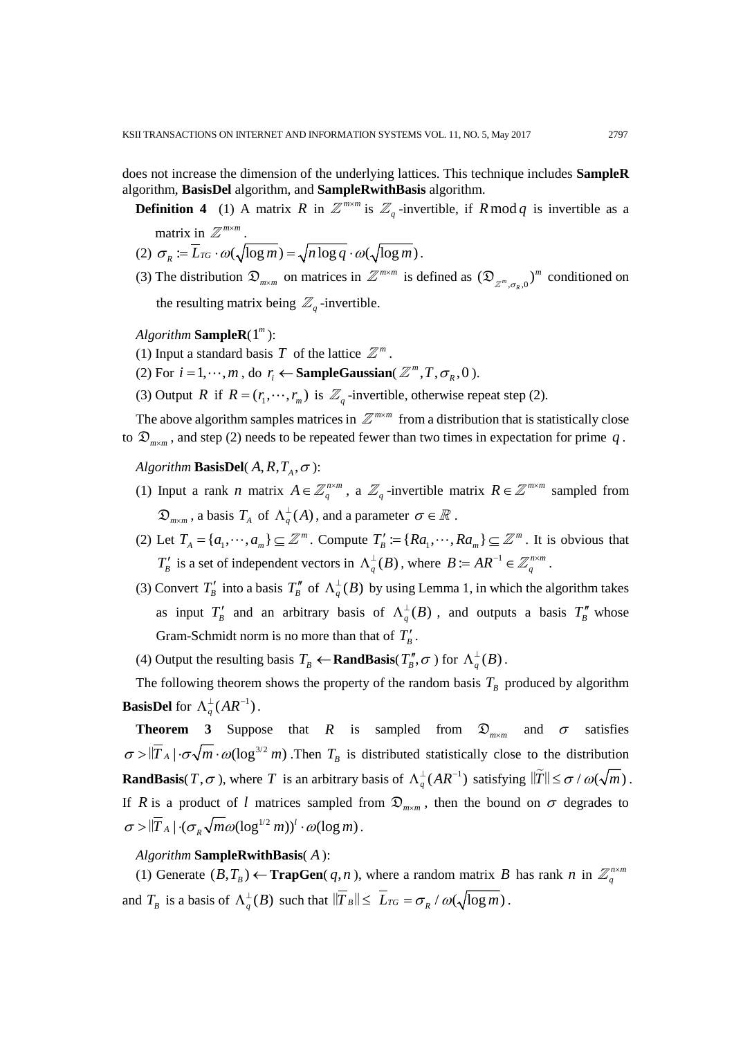does not increase the dimension of the underlying lattices. This technique includes **SampleR** algorithm, **BasisDel** algorithm, and **SampleRwithBasis** algorithm.

**Definition 4** (1) A matrix $R$ in $\mathbb{Z}^{m\times m}$ is $\mathbb{Z}_q$-invertible, if $R \bmod q$ is invertible as a matrix in $\mathbb{Z}^{m\times m}$.

(2) $\sigma_R := \overline{L}_{TG} \cdot \omega(\sqrt{\log m}) = \sqrt{n \log q} \cdot \omega(\sqrt{\log m})$.

(3) The distribution $\mathfrak{D}_{m\times m}$ on matrices in $\mathbb{Z}^{m\times m}$ is defined as $(\mathfrak{D}_{\mathbb{Z}^m,\sigma_R,0})^m$ conditioned on the resulting matrix being $\mathbb{Z}_q$-invertible.

*Algorithm* **SampleR**($1^m$):

(1) Input a standard basis $T$ of the lattice $\mathbb{Z}^m$.

(2) For $i = 1,\cdots,m$, do $r_i \leftarrow$ **SampleGaussian**($\mathbb{Z}^m, T, \sigma_R, 0$).

(3) Output $R$ if $R = (r_1,\cdots,r_m)$ is $\mathbb{Z}_q$-invertible, otherwise repeat step (2).

The above algorithm samples matrices in $\mathbb{Z}^{m\times m}$ from a distribution that is statistically close to $\mathfrak{D}_{m\times m}$, and step (2) needs to be repeated fewer than two times in expectation for prime $q$.

*Algorithm* **BasisDel**($A, R, T_A, \sigma$):

(1) Input a rank $n$ matrix $A \in \mathbb{Z}_q^{n\times m}$, a $\mathbb{Z}_q$-invertible matrix $R \in \mathbb{Z}^{m\times m}$ sampled from $\mathfrak{D}_{m\times m}$, a basis $T_A$ of $\Lambda_q^\perp(A)$, and a parameter $\sigma \in \mathbb{R}$.

(2) Let $T_A = \{a_1,\cdots,a_m\} \subseteq \mathbb{Z}^m$. Compute $T_B' := \{Ra_1,\cdots,Ra_m\} \subseteq \mathbb{Z}^m$. It is obvious that $T_B'$ is a set of independent vectors in $\Lambda_q^\perp(B)$, where $B := AR^{-1} \in \mathbb{Z}_q^{n\times m}$.

(3) Convert $T_B'$ into a basis $T_B''$ of $\Lambda_q^\perp(B)$ by using Lemma 1, in which the algorithm takes as input $T_B'$ and an arbitrary basis of $\Lambda_q^\perp(B)$, and outputs a basis $T_B''$ whose Gram-Schmidt norm is no more than that of $T_B'$.

(4) Output the resulting basis $T_B \leftarrow$ **RandBasis**($T_B'', \sigma$) for $\Lambda_q^\perp(B)$.

The following theorem shows the property of the random basis $T_B$ produced by algorithm **BasisDel** for $\Lambda_q^\perp(AR^{-1})$.

**Theorem 3** Suppose that $R$ is sampled from $\mathfrak{D}_{m\times m}$ and $\sigma$ satisfies $\sigma > \|\overline{T}_A\| \cdot \sigma\sqrt{m} \cdot \omega(\log^{3/2} m)$. Then $T_B$ is distributed statistically close to the distribution **RandBasis**($T, \sigma$), where $T$ is an arbitrary basis of $\Lambda_q^\perp(AR^{-1})$ satisfying $\|\widetilde{T}\| \le \sigma / \omega(\sqrt{m})$. If $R$ is a product of $l$ matrices sampled from $\mathfrak{D}_{m\times m}$, then the bound on $\sigma$ degrades to $\sigma > \|\overline{T}_A\| \cdot (\sigma_R \sqrt{m}\omega(\log^{1/2} m))^l \cdot \omega(\log m)$.

*Algorithm* **SampleRwithBasis**($A$):

(1) Generate $(B, T_B) \leftarrow$ **TrapGen**($q, n$), where a random matrix $B$ has rank $n$ in $\mathbb{Z}_q^{n\times m}$ and $T_B$ is a basis of $\Lambda_q^\perp(B)$ such that $\|\overline{T}_B\| \le \overline{L}_{TG} = \sigma_R / \omega(\sqrt{\log m})$.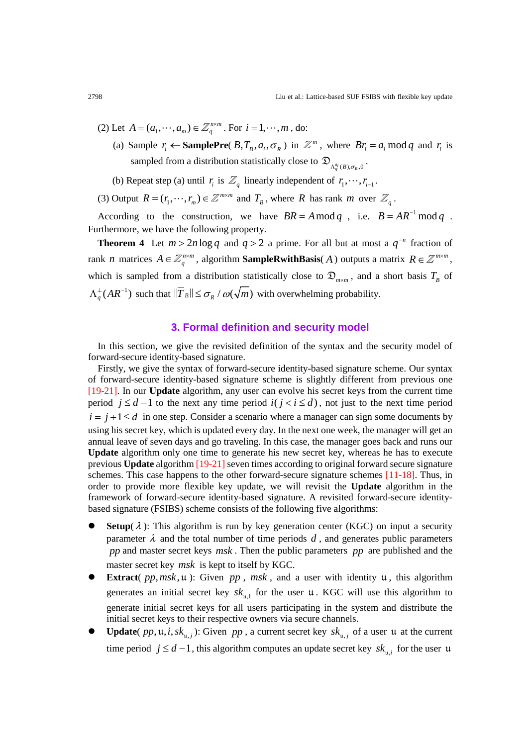(2) Let $A = (a_1, \cdots, a_m) \in \mathbb{Z}_q^{n \times m}$. For $i = 1, \cdots, m$, do:

(a) Sample $r_i \leftarrow$ **SamplePre**( $B, T_B, a_i, \sigma_R$ ) in $\mathbb{Z}^m$, where $Br_i = a_i \bmod q$ and $r_i$ is sampled from a distribution statistically close to $\mathfrak{D}_{\Lambda_q^{a_i}(B), \sigma_R, 0}$.

(b) Repeat step (a) until $r_i$ is $\mathbb{Z}_q$ linearly independent of $r_1, \cdots, r_{i-1}$.

(3) Output $R = (r_1, \cdots, r_m) \in \mathbb{Z}^{m \times m}$ and $T_B$, where $R$ has rank $m$ over $\mathbb{Z}_q$.

According to the construction, we have $BR = A \bmod q$, i.e. $B = AR^{-1} \bmod q$. Furthermore, we have the following property.

**Theorem 4** Let $m > 2n \log q$ and $q > 2$ a prime. For all but at most a $q^{-n}$ fraction of rank $n$ matrices $A \in \mathbb{Z}_q^{n \times m}$, algorithm **SampleRwithBasis**( $A$ ) outputs a matrix $R \in \mathbb{Z}^{m \times m}$, which is sampled from a distribution statistically close to $\mathfrak{D}_{m \times m}$, and a short basis $T_B$ of $\Lambda_q^{\perp}(AR^{-1})$ such that $\|\widetilde{T}_B\| \le \sigma_R / \omega(\sqrt{m})$ with overwhelming probability.

## 3. Formal definition and security model

In this section, we give the revisited definition of the syntax and the security model of forward-secure identity-based signature.

Firstly, we give the syntax of forward-secure identity-based signature scheme. Our syntax of forward-secure identity-based signature scheme is slightly different from previous one [19-21]. In our **Update** algorithm, any user can evolve his secret keys from the current time period $j \le d-1$ to the next any time period $i (j < i \le d)$, not just to the next time period $i = j+1 \le d$ in one step. Consider a scenario where a manager can sign some documents by using his secret key, which is updated every day. In the next one week, the manager will get an annual leave of seven days and go traveling. In this case, the manager goes back and runs our **Update** algorithm only one time to generate his new secret key, whereas he has to execute previous **Update** algorithm [19-21] seven times according to original forward secure signature schemes. This case happens to the other forward-secure signature schemes [11-18]. Thus, in order to provide more flexible key update, we will revisit the **Update** algorithm in the framework of forward-secure identity-based signature. A revisited forward-secure identity-based signature (FSIBS) scheme consists of the following five algorithms:

- **Setup**( $\lambda$ ): This algorithm is run by key generation center (KGC) on input a security parameter $\lambda$ and the total number of time periods $d$, and generates public parameters $pp$ and master secret keys $msk$. Then the public parameters $pp$ are published and the master secret key $msk$ is kept to itself by KGC.
- **Extract**( $pp, msk, \mathfrak{u}$ ): Given $pp$, $msk$, and a user with identity $\mathfrak{u}$, this algorithm generates an initial secret key $sk_{\mathfrak{u},1}$ for the user $\mathfrak{u}$. KGC will use this algorithm to generate initial secret keys for all users participating in the system and distribute the initial secret keys to their respective owners via secure channels.
- **Update**( $pp, \mathfrak{u}, i, sk_{\mathfrak{u},j}$ ): Given $pp$, a current secret key $sk_{\mathfrak{u},j}$ of a user $\mathfrak{u}$ at the current time period $j \le d-1$, this algorithm computes an update secret key $sk_{\mathfrak{u},i}$ for the user $\mathfrak{u}$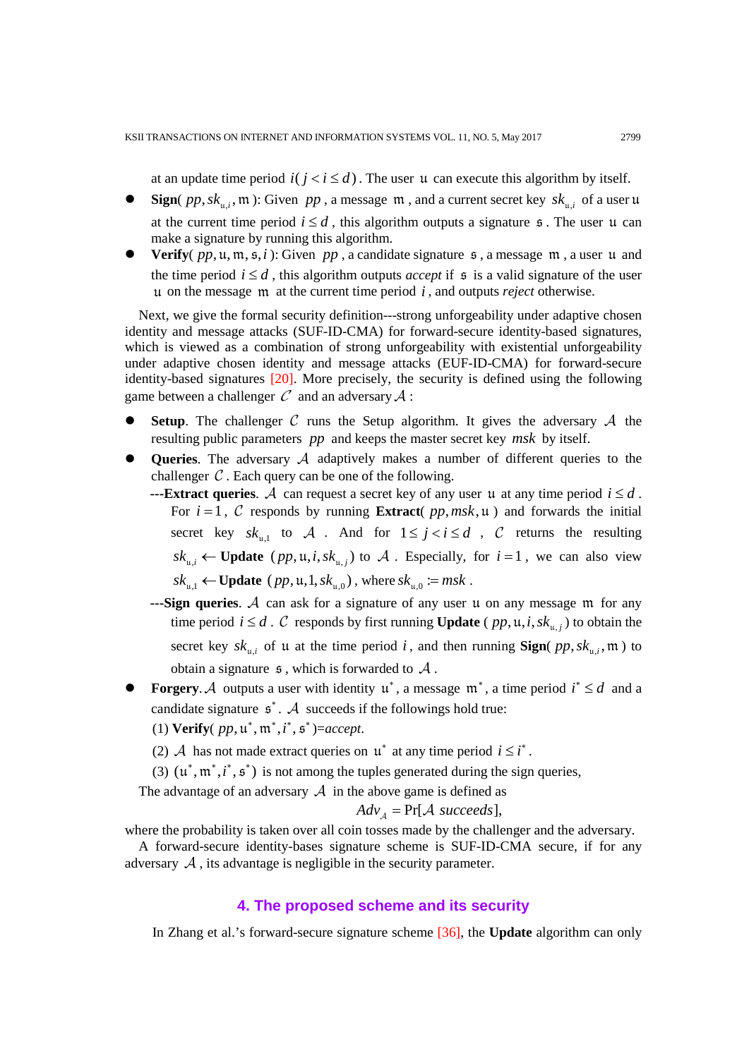at an update time period $i(j < i \leq d)$. The user $\mathfrak{u}$ can execute this algorithm by itself.

- **Sign**( $pp, sk_{\mathfrak{u},i}, \mathfrak{m}$ ): Given $pp$, a message $\mathfrak{m}$, and a current secret key $sk_{\mathfrak{u},i}$ of a user $\mathfrak{u}$ at the current time period $i \leq d$, this algorithm outputs a signature $\mathfrak{s}$. The user $\mathfrak{u}$ can make a signature by running this algorithm.
- **Verify**( $pp, \mathfrak{u}, \mathfrak{m}, \mathfrak{s}, i$ ): Given $pp$, a candidate signature $\mathfrak{s}$, a message $\mathfrak{m}$, a user $\mathfrak{u}$ and the time period $i \leq d$, this algorithm outputs *accept* if $\mathfrak{s}$ is a valid signature of the user $\mathfrak{u}$ on the message $\mathfrak{m}$ at the current time period $i$, and outputs *reject* otherwise.

Next, we give the formal security definition---strong unforgeability under adaptive chosen identity and message attacks (SUF-ID-CMA) for forward-secure identity-based signatures, which is viewed as a combination of strong unforgeability with existential unforgeability under adaptive chosen identity and message attacks (EUF-ID-CMA) for forward-secure identity-based signatures [20]. More precisely, the security is defined using the following game between a challenger $\mathcal{C}$ and an adversary $\mathcal{A}$:

- **Setup**. The challenger $\mathcal{C}$ runs the Setup algorithm. It gives the adversary $\mathcal{A}$ the resulting public parameters $pp$ and keeps the master secret key $msk$ by itself.
- **Queries**. The adversary $\mathcal{A}$ adaptively makes a number of different queries to the challenger $\mathcal{C}$. Each query can be one of the following.
  - ---**Extract queries**. $\mathcal{A}$ can request a secret key of any user $\mathfrak{u}$ at any time period $i \leq d$. For $i = 1$, $\mathcal{C}$ responds by running **Extract**( $pp, msk, \mathfrak{u}$ ) and forwards the initial secret key $sk_{\mathfrak{u},1}$ to $\mathcal{A}$. And for $1 \leq j < i \leq d$, $\mathcal{C}$ returns the resulting $sk_{\mathfrak{u},i} \leftarrow$ **Update** $(pp, \mathfrak{u}, i, sk_{\mathfrak{u},j})$ to $\mathcal{A}$. Especially, for $i = 1$, we can also view $sk_{\mathfrak{u},1} \leftarrow$ **Update** $(pp, \mathfrak{u}, 1, sk_{\mathfrak{u},0})$, where $sk_{\mathfrak{u},0} := msk$.
  - ---**Sign queries**. $\mathcal{A}$ can ask for a signature of any user $\mathfrak{u}$ on any message $\mathfrak{m}$ for any time period $i \leq d$. $\mathcal{C}$ responds by first running **Update** ( $pp, \mathfrak{u}, i, sk_{\mathfrak{u},j}$ ) to obtain the secret key $sk_{\mathfrak{u},i}$ of $\mathfrak{u}$ at the time period $i$, and then running **Sign**( $pp, sk_{\mathfrak{u},i}, \mathfrak{m}$ ) to obtain a signature $\mathfrak{s}$, which is forwarded to $\mathcal{A}$.
- **Forgery**. $\mathcal{A}$ outputs a user with identity $\mathfrak{u}^*$, a message $\mathfrak{m}^*$, a time period $i^* \leq d$ and a candidate signature $\mathfrak{s}^*$. $\mathcal{A}$ succeeds if the followings hold true:
  (1) **Verify**( $pp, \mathfrak{u}^*, \mathfrak{m}^*, i^*, \mathfrak{s}^*$ )=*accept*.
  (2) $\mathcal{A}$ has not made extract queries on $\mathfrak{u}^*$ at any time period $i \leq i^*$.
  (3) $(\mathfrak{u}^*, \mathfrak{m}^*, i^*, \mathfrak{s}^*)$ is not among the tuples generated during the sign queries,

The advantage of an adversary $\mathcal{A}$ in the above game is defined as

$$Adv_{\mathcal{A}} = \Pr[\mathcal{A} \ succeeds],$$

where the probability is taken over all coin tosses made by the challenger and the adversary.

A forward-secure identity-bases signature scheme is SUF-ID-CMA secure, if for any adversary $\mathcal{A}$, its advantage is negligible in the security parameter.

## 4. The proposed scheme and its security

In Zhang et al.'s forward-secure signature scheme [36], the **Update** algorithm can only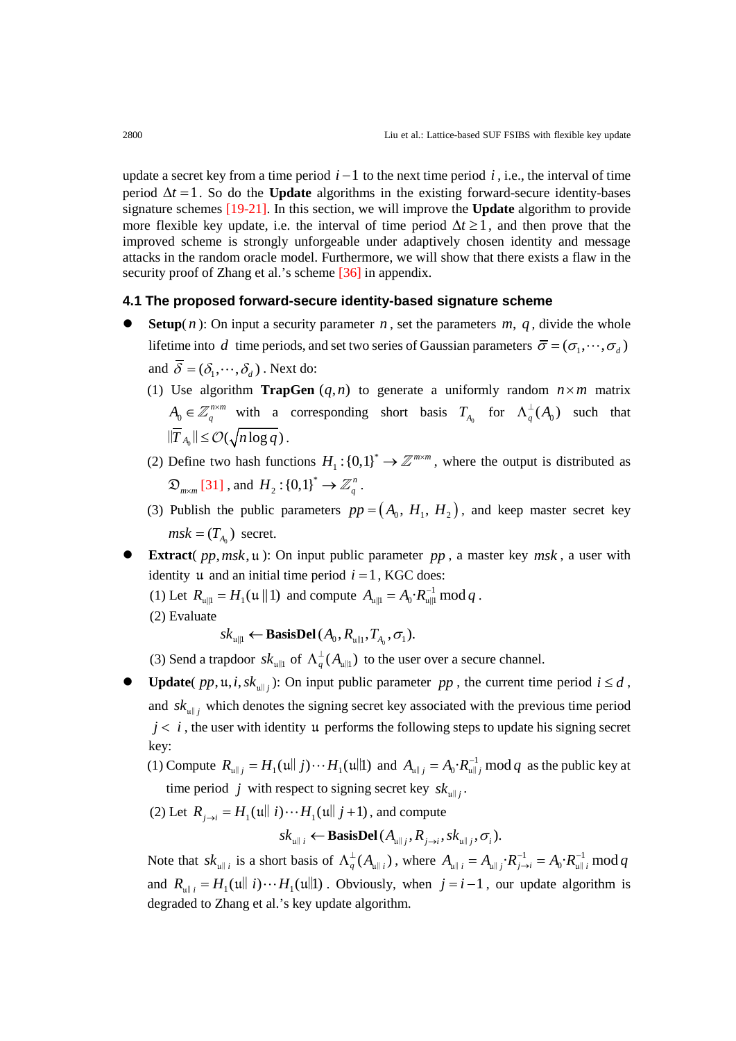update a secret key from a time period $i-1$ to the next time period $i$, i.e., the interval of time period $\Delta t = 1$. So do the **Update** algorithms in the existing forward-secure identity-bases signature schemes [19-21]. In this section, we will improve the **Update** algorithm to provide more flexible key update, i.e. the interval of time period $\Delta t \geq 1$, and then prove that the improved scheme is strongly unforgeable under adaptively chosen identity and message attacks in the random oracle model. Furthermore, we will show that there exists a flaw in the security proof of Zhang et al.'s scheme [36] in appendix.

### 4.1 The proposed forward-secure identity-based signature scheme

- **Setup**($n$): On input a security parameter $n$, set the parameters $m$, $q$, divide the whole lifetime into $d$ time periods, and set two series of Gaussian parameters $\bar{\sigma} = (\sigma_1, \cdots, \sigma_d)$ and $\bar{\delta} = (\delta_1, \cdots, \delta_d)$. Next do:
  1. Use algorithm **TrapGen** $(q, n)$ to generate a uniformly random $n \times m$ matrix $A_0 \in \mathbb{Z}_q^{n \times m}$ with a corresponding short basis $T_{A_0}$ for $\Lambda_q^{\perp}(A_0)$ such that $\|\tilde{T}_{A_0}\| \leq \mathcal{O}(\sqrt{n \log q})$.
  2. Define two hash functions $H_1 : \{0,1\}^* \to \mathbb{Z}^{m \times m}$, where the output is distributed as $\mathfrak{D}_{m \times m}$ [31], and $H_2 : \{0,1\}^* \to \mathbb{Z}_q^n$.
  3. Publish the public parameters $pp = (A_0, H_1, H_2)$, and keep master secret key $msk = (T_{A_0})$ secret.
- **Extract**($pp, msk, \mathfrak{u}$): On input public parameter $pp$, a master key $msk$, a user with identity $\mathfrak{u}$ and an initial time period $i = 1$, KGC does:
  1. Let $R_{\mathfrak{u}\|1} = H_1(\mathfrak{u} \| 1)$ and compute $A_{\mathfrak{u}\|1} = A_0 \cdot R_{\mathfrak{u}\|1}^{-1} \bmod q$.
  2. Evaluate
  $$sk_{\mathfrak{u}\|1} \leftarrow \textbf{BasisDel}(A_0, R_{\mathfrak{u}\|1}, T_{A_0}, \sigma_1).$$
  3. Send a trapdoor $sk_{\mathfrak{u}\|1}$ of $\Lambda_q^{\perp}(A_{\mathfrak{u}\|1})$ to the user over a secure channel.
- **Update**($pp, \mathfrak{u}, i, sk_{\mathfrak{u}\|j}$): On input public parameter $pp$, the current time period $i \leq d$, and $sk_{\mathfrak{u}\|j}$ which denotes the signing secret key associated with the previous time period $j < i$, the user with identity $\mathfrak{u}$ performs the following steps to update his signing secret key:
  1. Compute $R_{\mathfrak{u}\|j} = H_1(\mathfrak{u}\| j) \cdots H_1(\mathfrak{u}\|1)$ and $A_{\mathfrak{u}\|j} = A_0 \cdot R_{\mathfrak{u}\|j}^{-1} \bmod q$ as the public key at time period $j$ with respect to signing secret key $sk_{\mathfrak{u}\|j}$.
  2. Let $R_{j \to i} = H_1(\mathfrak{u}\| i) \cdots H_1(\mathfrak{u}\| j+1)$, and compute
  $$sk_{\mathfrak{u}\|i} \leftarrow \textbf{BasisDel}(A_{\mathfrak{u}\|j}, R_{j \to i}, sk_{\mathfrak{u}\|j}, \sigma_i).$$

  Note that $sk_{\mathfrak{u}\|i}$ is a short basis of $\Lambda_q^{\perp}(A_{\mathfrak{u}\|i})$, where $A_{\mathfrak{u}\|i} = A_{\mathfrak{u}\|j} \cdot R_{j \to i}^{-1} = A_0 \cdot R_{\mathfrak{u}\|i}^{-1} \bmod q$ and $R_{\mathfrak{u}\|i} = H_1(\mathfrak{u}\| i) \cdots H_1(\mathfrak{u}\|1)$. Obviously, when $j = i-1$, our update algorithm is degraded to Zhang et al.'s key update algorithm.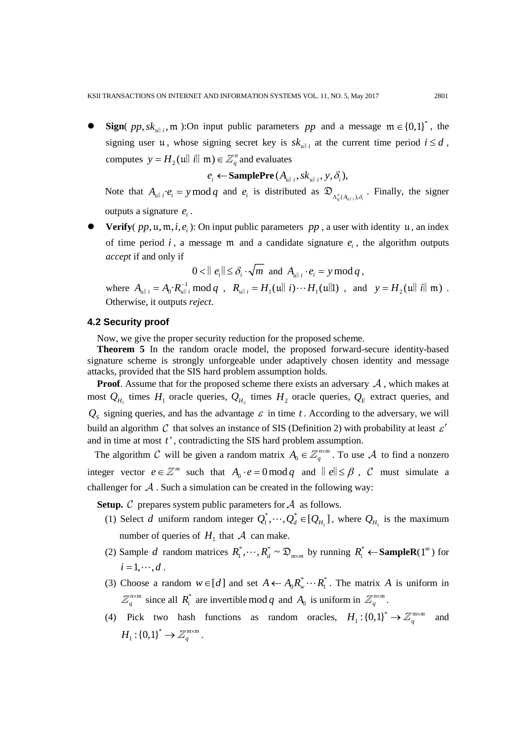- **Sign**( $pp, sk_{\mathfrak{u}\| i}, \mathfrak{m}$ ):On input public parameters $pp$ and a message $\mathfrak{m} \in \{0,1\}^*$, the signing user $\mathfrak{u}$, whose signing secret key is $sk_{\mathfrak{u}\| i}$ at the current time period $i \le d$, computes $y = H_2(\mathfrak{u}\| i \| \mathfrak{m}) \in \mathbb{Z}_q^n$ and evaluates

$$e_i \leftarrow \textbf{SamplePre}(A_{\mathfrak{u}\| i}, sk_{\mathfrak{u}\| i}, y, \delta_i),$$

  Note that $A_{\mathfrak{u}\| i} \cdot e_i = y \bmod q$ and $e_i$ is distributed as $\mathfrak{D}_{\Lambda_q^y(A_{\mathfrak{u}\| i}),\delta_i}$. Finally, the signer outputs a signature $e_i$.

- **Verify**( $pp, \mathfrak{u}, \mathfrak{m}, i, e_i$ ): On input public parameters $pp$, a user with identity $\mathfrak{u}$, an index of time period $i$, a message $\mathfrak{m}$ and a candidate signature $e_i$, the algorithm outputs *accept* if and only if

$$0 < \| e_i \| \le \delta_i \cdot \sqrt{m} \text{ and } A_{\mathfrak{u}\| i} \cdot e_i = y \bmod q,$$

  where $A_{\mathfrak{u}\| i} = A_0 \cdot R_{\mathfrak{u}\| i}^{-1} \bmod q$, $R_{\mathfrak{u}\| i} = H_1(\mathfrak{u}\| i) \cdots H_1(\mathfrak{u}\|1)$, and $y = H_2(\mathfrak{u}\| i \| \mathfrak{m})$. Otherwise, it outputs *reject*.

### 4.2 Security proof

Now, we give the proper security reduction for the proposed scheme.

**Theorem 5** In the random oracle model, the proposed forward-secure identity-based signature scheme is strongly unforgeable under adaptively chosen identity and message attacks, provided that the SIS hard problem assumption holds.

**Proof**. Assume that for the proposed scheme there exists an adversary $\mathcal{A}$, which makes at most $Q_{H_1}$ times $H_1$ oracle queries, $Q_{H_2}$ times $H_2$ oracle queries, $Q_E$ extract queries, and $Q_S$ signing queries, and has the advantage $\varepsilon$ in time $t$. According to the adversary, we will build an algorithm $\mathcal{C}$ that solves an instance of SIS (Definition 2) with probability at least $\varepsilon'$ and in time at most $t'$, contradicting the SIS hard problem assumption.

The algorithm $\mathcal{C}$ will be given a random matrix $A_0 \in \mathbb{Z}_q^{n\times m}$. To use $\mathcal{A}$ to find a nonzero integer vector $e \in \mathbb{Z}^m$ such that $A_0 \cdot e = 0 \bmod q$ and $\| e \| \le \beta$, $\mathcal{C}$ must simulate a challenger for $\mathcal{A}$. Such a simulation can be created in the following way:

**Setup.** $\mathcal{C}$ prepares system public parameters for $\mathcal{A}$ as follows.

1. Select $d$ uniform random integer $Q_1^*, \cdots, Q_d^* \in [Q_{H_1}]$, where $Q_{H_1}$ is the maximum number of queries of $H_1$ that $\mathcal{A}$ can make.
2. Sample $d$ random matrices $R_1^*, \cdots, R_d^* \sim \mathfrak{D}_{m\times m}$ by running $R_i^* \leftarrow \textbf{SampleR}(1^m)$ for $i = 1, \cdots, d$.
3. Choose a random $w \in [d]$ and set $A \leftarrow A_0 R_w^* \cdots R_1^*$. The matrix $A$ is uniform in $\mathbb{Z}_q^{n\times m}$ since all $R_i^*$ are invertible $\bmod q$ and $A_0$ is uniform in $\mathbb{Z}_q^{n\times m}$.
4. Pick two hash functions as random oracles, $H_1 : \{0,1\}^* \to \mathbb{Z}_q^{m\times m}$ and $H_1 : \{0,1\}^* \to \mathbb{Z}_q^{n\times m}$.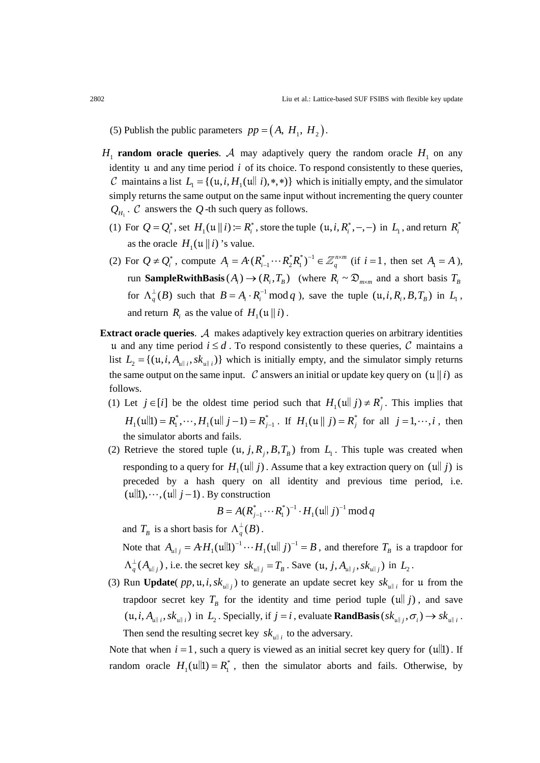(5) Publish the public parameters $pp = (A,\ H_1,\ H_2)$.

**$H_1$ random oracle queries**. $\mathcal{A}$ may adaptively query the random oracle $H_1$ on any identity $\mathfrak{u}$ and any time period $i$ of its choice. To respond consistently to these queries, $\mathcal{C}$ maintains a list $L_1 = \{(\mathfrak{u}, i, H_1(\mathfrak{u} \| i), *, *)\}$ which is initially empty, and the simulator simply returns the same output on the same input without incrementing the query counter $Q_{H_1}$. $\mathcal{C}$ answers the $Q$-th such query as follows.

(1) For $Q = Q_i^*$, set $H_1(\mathfrak{u} \| i) := R_i^*$, store the tuple $(\mathfrak{u}, i, R_i^*, -, -)$ in $L_1$, and return $R_i^*$ as the oracle $H_1(\mathfrak{u} \| i)$'s value.

(2) For $Q \neq Q_i^*$, compute $A_i = A \cdot (R_{i-1}^* \cdots R_2^* R_1^*)^{-1} \in \mathbb{Z}_q^{n \times m}$ (if $i = 1$, then set $A_1 = A$), run **SampleRwithBasis**$(A_i) \to (R_i, T_B)$ (where $R_i \sim \mathfrak{D}_{m \times m}$ and a short basis $T_B$ for $\Lambda_q^{\perp}(B)$ such that $B = A_i \cdot R_i^{-1} \bmod q$), save the tuple $(\mathfrak{u}, i, R_i, B, T_B)$ in $L_1$, and return $R_i$ as the value of $H_1(\mathfrak{u} \| i)$.

**Extract oracle queries**. $\mathcal{A}$ makes adaptively key extraction queries on arbitrary identities $\mathfrak{u}$ and any time period $i \leq d$. To respond consistently to these queries, $\mathcal{C}$ maintains a list $L_2 = \{(\mathfrak{u}, i, A_{\mathfrak{u}\| i}, sk_{\mathfrak{u}\| i})\}$ which is initially empty, and the simulator simply returns the same output on the same input. $\mathcal{C}$ answers an initial or update key query on $(\mathfrak{u} \| i)$ as follows.

(1) Let $j \in [i]$ be the oldest time period such that $H_1(\mathfrak{u} \| j) \neq R_j^*$. This implies that $H_1(\mathfrak{u} \| 1) = R_1^*, \cdots, H_1(\mathfrak{u} \| j-1) = R_{j-1}^*$. If $H_1(\mathfrak{u} \| j) = R_j^*$ for all $j = 1, \cdots, i$, then the simulator aborts and fails.

(2) Retrieve the stored tuple $(\mathfrak{u}, j, R_j, B, T_B)$ from $L_1$. This tuple was created when responding to a query for $H_1(\mathfrak{u} \| j)$. Assume that a key extraction query on $(\mathfrak{u} \| j)$ is preceded by a hash query on all identity and previous time period, i.e. $(\mathfrak{u} \| 1), \cdots, (\mathfrak{u} \| j-1)$. By construction

$$B = A(R_{j-1}^* \cdots R_1^*)^{-1} \cdot H_1(\mathfrak{u} \| j)^{-1} \bmod q$$

and $T_B$ is a short basis for $\Lambda_q^{\perp}(B)$.

Note that $A_{\mathfrak{u}\| j} = A \cdot H_1(\mathfrak{u} \| 1)^{-1} \cdots H_1(\mathfrak{u} \| j)^{-1} = B$, and therefore $T_B$ is a trapdoor for $\Lambda_q^{\perp}(A_{\mathfrak{u}\| j})$, i.e. the secret key $sk_{\mathfrak{u}\| j} = T_B$. Save $(\mathfrak{u}, j, A_{\mathfrak{u}\| j}, sk_{\mathfrak{u}\| j})$ in $L_2$.

(3) Run **Update**($pp, \mathfrak{u}, i, sk_{\mathfrak{u}\| j}$) to generate an update secret key $sk_{\mathfrak{u}\| i}$ for $\mathfrak{u}$ from the trapdoor secret key $T_B$ for the identity and time period tuple $(\mathfrak{u} \| j)$, and save $(\mathfrak{u}, i, A_{\mathfrak{u}\| i}, sk_{\mathfrak{u}\| i})$ in $L_2$. Specially, if $j = i$, evaluate **RandBasis**$(sk_{\mathfrak{u}\| j}, \sigma_i) \to sk_{\mathfrak{u}\| i}$. Then send the resulting secret key $sk_{\mathfrak{u}\| i}$ to the adversary.

Note that when $i = 1$, such a query is viewed as an initial secret key query for $(\mathfrak{u} \| 1)$. If random oracle $H_1(\mathfrak{u} \| 1) = R_1^*$, then the simulator aborts and fails. Otherwise, by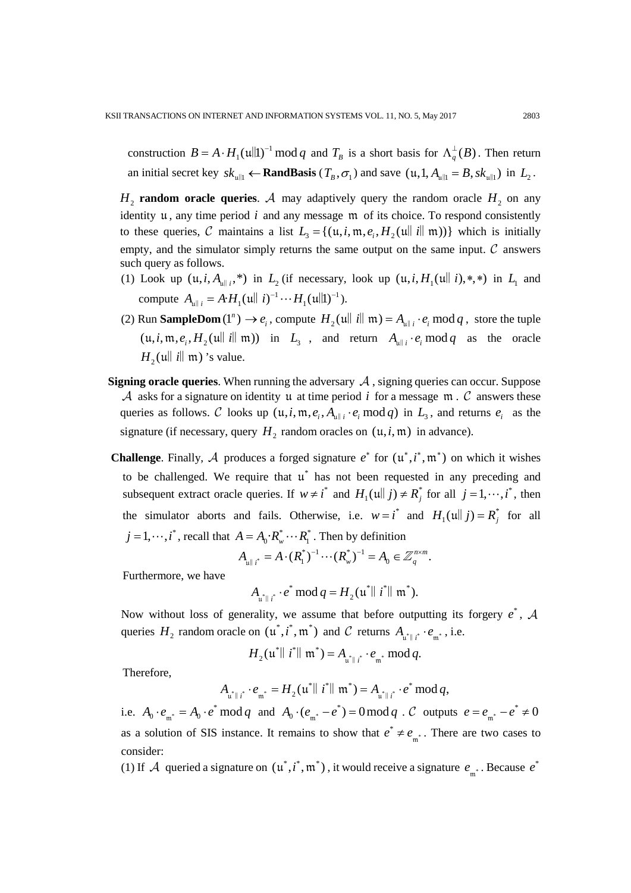construction $B = A \cdot H_1(\mathfrak{u}\|1)^{-1} \bmod q$ and $T_B$ is a short basis for $\Lambda_q^{\perp}(B)$. Then return an initial secret key $sk_{\mathfrak{u}\|1} \leftarrow$ **RandBasis** $(T_B, \sigma_1)$ and save $(\mathfrak{u}, 1, A_{\mathfrak{u}\|1} = B, sk_{\mathfrak{u}\|1})$ in $L_2$.

$H_2$ **random oracle queries**. $\mathcal{A}$ may adaptively query the random oracle $H_2$ on any identity $\mathfrak{u}$, any time period $i$ and any message $\mathfrak{m}$ of its choice. To respond consistently to these queries, $\mathcal{C}$ maintains a list $L_3 = \{(\mathfrak{u}, i, \mathfrak{m}, e_i, H_2(\mathfrak{u}\| i\| \mathfrak{m}))\}$ which is initially empty, and the simulator simply returns the same output on the same input. $\mathcal{C}$ answers such query as follows.

(1) Look up $(\mathfrak{u}, i, A_{\mathfrak{u}\| i}, *)$ in $L_2$ (if necessary, look up $(\mathfrak{u}, i, H_1(\mathfrak{u}\| i), *, *)$ in $L_1$ and compute $A_{\mathfrak{u}\| i} = A \cdot H_1(\mathfrak{u}\| i)^{-1} \cdots H_1(\mathfrak{u}\|1)^{-1}$).

(2) Run **SampleDom** $(1^n) \to e_i$, compute $H_2(\mathfrak{u}\| i\| \mathfrak{m}) = A_{\mathfrak{u}\| i} \cdot e_i \bmod q$, store the tuple $(\mathfrak{u}, i, \mathfrak{m}, e_i, H_2(\mathfrak{u}\| i\| \mathfrak{m}))$ in $L_3$, and return $A_{\mathfrak{u}\| i} \cdot e_i \bmod q$ as the oracle $H_2(\mathfrak{u}\| i\| \mathfrak{m})$ 's value.

**Signing oracle queries**. When running the adversary $\mathcal{A}$, signing queries can occur. Suppose $\mathcal{A}$ asks for a signature on identity $\mathfrak{u}$ at time period $i$ for a message $\mathfrak{m}$. $\mathcal{C}$ answers these queries as follows. $\mathcal{C}$ looks up $(\mathfrak{u}, i, \mathfrak{m}, e_i, A_{\mathfrak{u}\| i} \cdot e_i \bmod q)$ in $L_3$, and returns $e_i$ as the signature (if necessary, query $H_2$ random oracles on $(\mathfrak{u}, i, \mathfrak{m})$ in advance).

**Challenge**. Finally, $\mathcal{A}$ produces a forged signature $e^*$ for $(\mathfrak{u}^*, i^*, \mathfrak{m}^*)$ on which it wishes to be challenged. We require that $\mathfrak{u}^*$ has not been requested in any preceding and subsequent extract oracle queries. If $w \neq i^*$ and $H_1(\mathfrak{u}\| j) \neq R_j^*$ for all $j = 1, \cdots, i^*$, then the simulator aborts and fails. Otherwise, i.e. $w = i^*$ and $H_1(\mathfrak{u}\| j) = R_j^*$ for all $j = 1, \cdots, i^*$, recall that $A = A_0 \cdot R_w^* \cdots R_1^*$. Then by definition

$$A_{\mathfrak{u}\| i^*} = A \cdot (R_1^*)^{-1} \cdots (R_w^*)^{-1} = A_0 \in \mathbb{Z}_q^{n \times m}.$$

Furthermore, we have

$$A_{\mathfrak{u}^*\| i^*} \cdot e^* \bmod q = H_2(\mathfrak{u}^*\| i^*\| \mathfrak{m}^*).$$

Now without loss of generality, we assume that before outputting its forgery $e^*$, $\mathcal{A}$ queries $H_2$ random oracle on $(\mathfrak{u}^*, i^*, \mathfrak{m}^*)$ and $\mathcal{C}$ returns $A_{\mathfrak{u}^*\| i^*} \cdot e_{\mathfrak{m}^*}$, i.e.

$$H_2(\mathfrak{u}^*\| i^*\| \mathfrak{m}^*) = A_{\mathfrak{u}^*\| i^*} \cdot e_{\mathfrak{m}^*} \bmod q.$$

Therefore,

$$A_{\mathfrak{u}^*\| i^*} \cdot e_{\mathfrak{m}^*} = H_2(\mathfrak{u}^*\| i^*\| \mathfrak{m}^*) = A_{\mathfrak{u}^*\| i^*} \cdot e^* \bmod q,$$

i.e. $A_0 \cdot e_{\mathfrak{m}^*} = A_0 \cdot e^* \bmod q$ and $A_0 \cdot (e_{\mathfrak{m}^*} - e^*) = 0 \bmod q$. $\mathcal{C}$ outputs $e = e_{\mathfrak{m}^*} - e^* \neq 0$ as a solution of SIS instance. It remains to show that $e^* \neq e_{\mathfrak{m}^*}$. There are two cases to consider:

(1) If $\mathcal{A}$ queried a signature on $(\mathfrak{u}^*, i^*, \mathfrak{m}^*)$, it would receive a signature $e_{\mathfrak{m}^*}$. Because $e^*$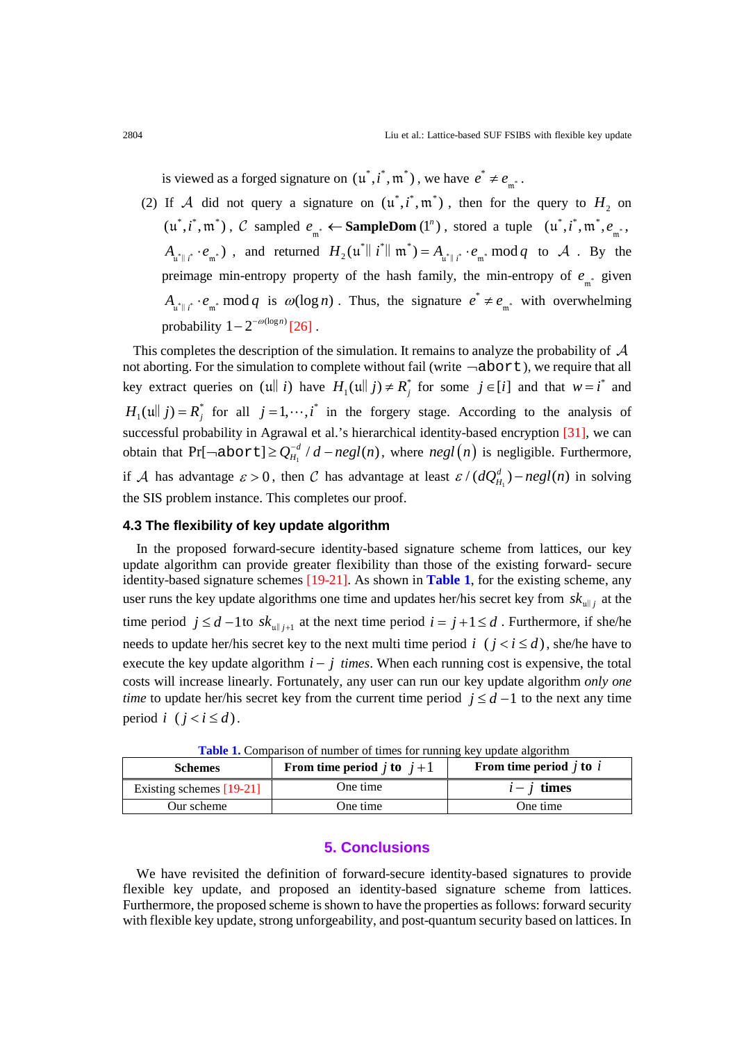is viewed as a forged signature on $(\mathfrak{u}^*, i^*, \mathfrak{m}^*)$, we have $e^* \neq e_{\mathfrak{m}^*}$.

(2) If $\mathcal{A}$ did not query a signature on $(\mathfrak{u}^*, i^*, \mathfrak{m}^*)$, then for the query to $H_2$ on $(\mathfrak{u}^*, i^*, \mathfrak{m}^*)$, $\mathcal{C}$ sampled $e_{\mathfrak{m}^*} \leftarrow \textbf{SampleDom}(1^n)$, stored a tuple $(\mathfrak{u}^*, i^*, \mathfrak{m}^*, e_{\mathfrak{m}^*}, A_{\mathfrak{u}^*\|i^*} \cdot e_{\mathfrak{m}^*})$, and returned $H_2(\mathfrak{u}^* \| i^* \| \mathfrak{m}^*) = A_{\mathfrak{u}^*\|i^*} \cdot e_{\mathfrak{m}^*} \bmod q$ to $\mathcal{A}$. By the preimage min-entropy property of the hash family, the min-entropy of $e_{\mathfrak{m}^*}$ given $A_{\mathfrak{u}^*\|i^*} \cdot e_{\mathfrak{m}^*} \bmod q$ is $\omega(\log n)$. Thus, the signature $e^* \neq e_{\mathfrak{m}^*}$ with overwhelming probability $1 - 2^{-\omega(\log n)}$ [26].

This completes the description of the simulation. It remains to analyze the probability of $\mathcal{A}$ not aborting. For the simulation to complete without fail (write $\neg$`abort`), we require that all key extract queries on $(\mathfrak{u}\| i)$ have $H_1(\mathfrak{u}\| j) \neq R_j^*$ for some $j \in [i]$ and that $w = i^*$ and $H_1(\mathfrak{u}\| j) = R_j^*$ for all $j = 1, \cdots, i^*$ in the forgery stage. According to the analysis of successful probability in Agrawal et al.'s hierarchical identity-based encryption [31], we can obtain that $\Pr[\neg\texttt{abort}] \geq Q_{H_1}^{-d} / d - negl(n)$, where $negl(n)$ is negligible. Furthermore, if $\mathcal{A}$ has advantage $\varepsilon > 0$, then $\mathcal{C}$ has advantage at least $\varepsilon / (dQ_{H_1}^d) - negl(n)$ in solving the SIS problem instance. This completes our proof.

### 4.3 The flexibility of key update algorithm

In the proposed forward-secure identity-based signature scheme from lattices, our key update algorithm can provide greater flexibility than those of the existing forward- secure identity-based signature schemes [19-21]. As shown in **Table 1**, for the existing scheme, any user runs the key update algorithms one time and updates her/his secret key from $sk_{\mathfrak{u}\|j}$ at the time period $j \leq d-1$ to $sk_{\mathfrak{u}\|j+1}$ at the next time period $i = j+1 \leq d$. Furthermore, if she/he needs to update her/his secret key to the next multi time period $i$ $(j < i \leq d)$, she/he have to execute the key update algorithm $i - j$ *times*. When each running cost is expensive, the total costs will increase linearly. Fortunately, any user can run our key update algorithm *only one time* to update her/his secret key from the current time period $j \leq d-1$ to the next any time period $i$ $(j < i \leq d)$.

**Table 1.** Comparison of number of times for running key update algorithm

| Schemes | From time period $j$ to $j+1$ | From time period $j$ to $i$ |
|---|---|---|
| Existing schemes [19-21] | One time | $i - j$ **times** |
| Our scheme | One time | One time |

## 5. Conclusions

We have revisited the definition of forward-secure identity-based signatures to provide flexible key update, and proposed an identity-based signature scheme from lattices. Furthermore, the proposed scheme is shown to have the properties as follows: forward security with flexible key update, strong unforgeability, and post-quantum security based on lattices. In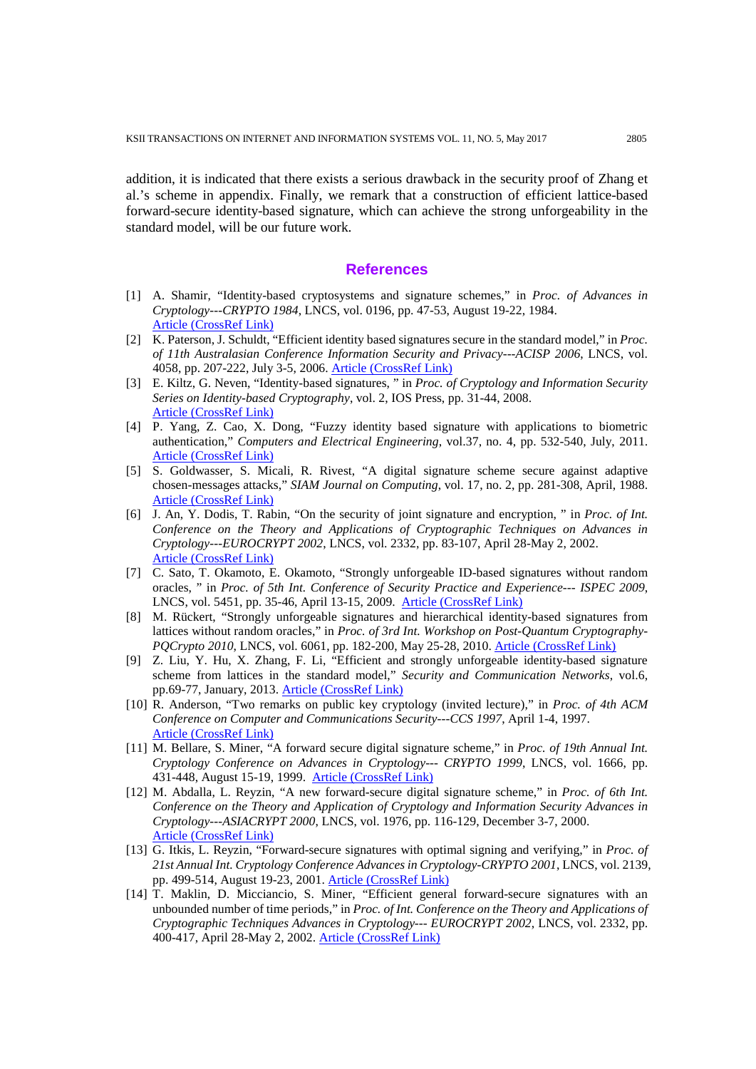addition, it is indicated that there exists a serious drawback in the security proof of Zhang et al.'s scheme in appendix. Finally, we remark that a construction of efficient lattice-based forward-secure identity-based signature, which can achieve the strong unforgeability in the standard model, will be our future work.

## References

[1] A. Shamir, "Identity-based cryptosystems and signature schemes," in *Proc. of Advances in Cryptology---CRYPTO 1984*, LNCS, vol. 0196, pp. 47-53, August 19-22, 1984. Article (CrossRef Link)

[2] K. Paterson, J. Schuldt, "Efficient identity based signatures secure in the standard model," in *Proc. of 11th Australasian Conference Information Security and Privacy---ACISP 2006*, LNCS, vol. 4058, pp. 207-222, July 3-5, 2006. Article (CrossRef Link)

[3] E. Kiltz, G. Neven, "Identity-based signatures, " in *Proc. of Cryptology and Information Security Series on Identity-based Cryptography*, vol. 2, IOS Press, pp. 31-44, 2008. Article (CrossRef Link)

[4] P. Yang, Z. Cao, X. Dong, "Fuzzy identity based signature with applications to biometric authentication," *Computers and Electrical Engineering*, vol.37, no. 4, pp. 532-540, July, 2011. Article (CrossRef Link)

[5] S. Goldwasser, S. Micali, R. Rivest, "A digital signature scheme secure against adaptive chosen-messages attacks," *SIAM Journal on Computing*, vol. 17, no. 2, pp. 281-308, April, 1988. Article (CrossRef Link)

[6] J. An, Y. Dodis, T. Rabin, "On the security of joint signature and encryption, " in *Proc. of Int. Conference on the Theory and Applications of Cryptographic Techniques on Advances in Cryptology---EUROCRYPT 2002*, LNCS, vol. 2332, pp. 83-107, April 28-May 2, 2002. Article (CrossRef Link)

[7] C. Sato, T. Okamoto, E. Okamoto, "Strongly unforgeable ID-based signatures without random oracles, " in *Proc. of 5th Int. Conference of Security Practice and Experience--- ISPEC 2009*, LNCS, vol. 5451, pp. 35-46, April 13-15, 2009. Article (CrossRef Link)

[8] M. Rückert, "Strongly unforgeable signatures and hierarchical identity-based signatures from lattices without random oracles," in *Proc. of 3rd Int. Workshop on Post-Quantum Cryptography-PQCrypto 2010*, LNCS, vol. 6061, pp. 182-200, May 25-28, 2010. Article (CrossRef Link)

[9] Z. Liu, Y. Hu, X. Zhang, F. Li, "Efficient and strongly unforgeable identity-based signature scheme from lattices in the standard model," *Security and Communication Networks*, vol.6, pp.69-77, January, 2013. Article (CrossRef Link)

[10] R. Anderson, "Two remarks on public key cryptology (invited lecture)," in *Proc. of 4th ACM Conference on Computer and Communications Security---CCS 1997*, April 1-4, 1997. Article (CrossRef Link)

[11] M. Bellare, S. Miner, "A forward secure digital signature scheme," in *Proc. of 19th Annual Int. Cryptology Conference on Advances in Cryptology--- CRYPTO 1999*, LNCS, vol. 1666, pp. 431-448, August 15-19, 1999. Article (CrossRef Link)

[12] M. Abdalla, L. Reyzin, "A new forward-secure digital signature scheme," in *Proc. of 6th Int. Conference on the Theory and Application of Cryptology and Information Security Advances in Cryptology---ASIACRYPT 2000*, LNCS, vol. 1976, pp. 116-129, December 3-7, 2000. Article (CrossRef Link)

[13] G. Itkis, L. Reyzin, "Forward-secure signatures with optimal signing and verifying," in *Proc. of 21st Annual Int. Cryptology Conference Advances in Cryptology-CRYPTO 2001*, LNCS, vol. 2139, pp. 499-514, August 19-23, 2001. Article (CrossRef Link)

[14] T. Maklin, D. Micciancio, S. Miner, "Efficient general forward-secure signatures with an unbounded number of time periods," in *Proc. of Int. Conference on the Theory and Applications of Cryptographic Techniques Advances in Cryptology--- EUROCRYPT 2002*, LNCS, vol. 2332, pp. 400-417, April 28-May 2, 2002. Article (CrossRef Link)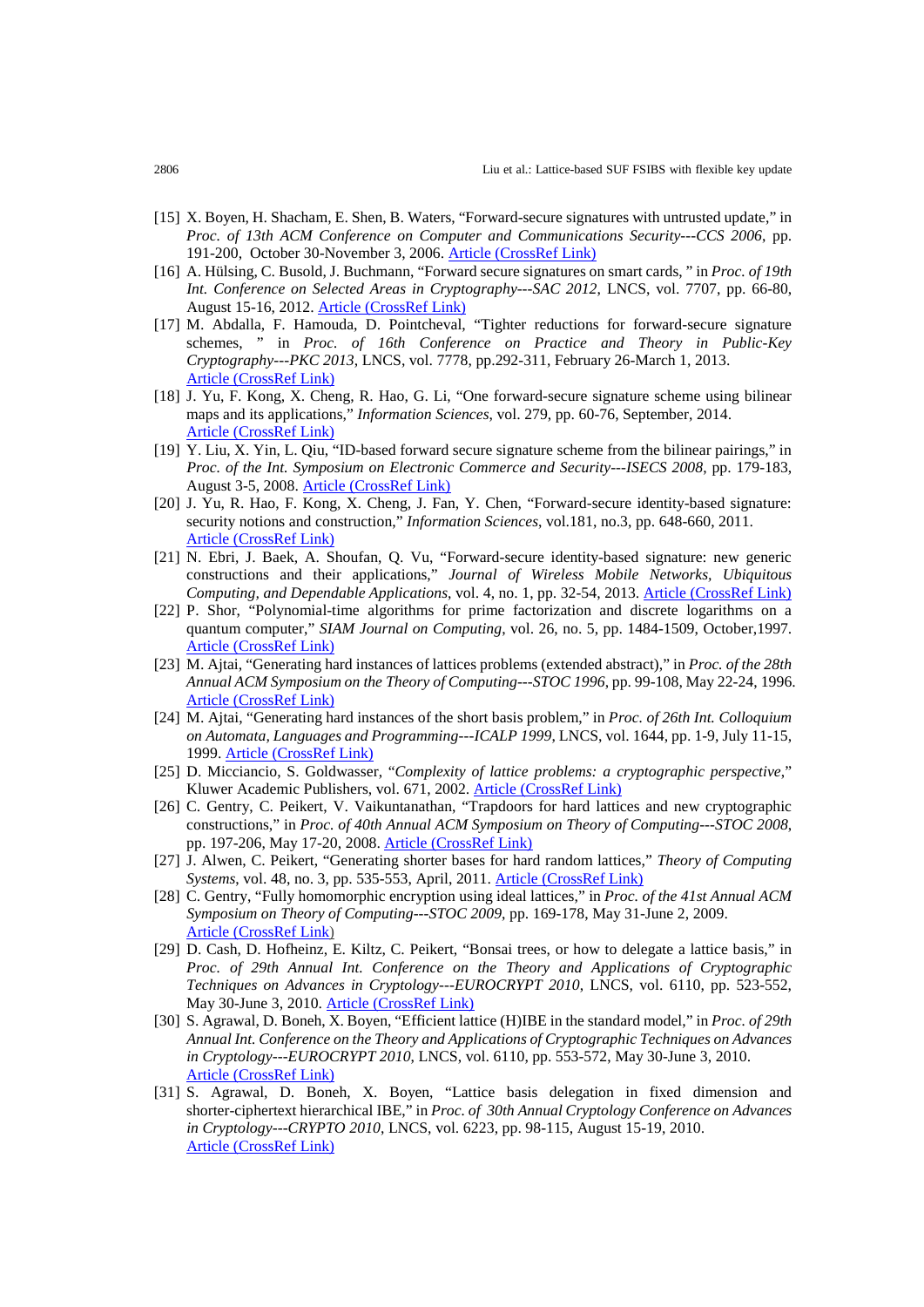[15] X. Boyen, H. Shacham, E. Shen, B. Waters, "Forward-secure signatures with untrusted update," in *Proc. of 13th ACM Conference on Computer and Communications Security---CCS 2006*, pp. 191-200, October 30-November 3, 2006. Article (CrossRef Link)

[16] A. Hülsing, C. Busold, J. Buchmann, "Forward secure signatures on smart cards, " in *Proc. of 19th Int. Conference on Selected Areas in Cryptography---SAC 2012*, LNCS, vol. 7707, pp. 66-80, August 15-16, 2012. Article (CrossRef Link)

[17] M. Abdalla, F. Hamouda, D. Pointcheval, "Tighter reductions for forward-secure signature schemes, " in *Proc. of 16th Conference on Practice and Theory in Public-Key Cryptography---PKC 2013*, LNCS, vol. 7778, pp.292-311, February 26-March 1, 2013. Article (CrossRef Link)

[18] J. Yu, F. Kong, X. Cheng, R. Hao, G. Li, "One forward-secure signature scheme using bilinear maps and its applications," *Information Sciences*, vol. 279, pp. 60-76, September, 2014. Article (CrossRef Link)

[19] Y. Liu, X. Yin, L. Qiu, "ID-based forward secure signature scheme from the bilinear pairings," in *Proc. of the Int. Symposium on Electronic Commerce and Security---ISECS 2008*, pp. 179-183, August 3-5, 2008. Article (CrossRef Link)

[20] J. Yu, R. Hao, F. Kong, X. Cheng, J. Fan, Y. Chen, "Forward-secure identity-based signature: security notions and construction," *Information Sciences*, vol.181, no.3, pp. 648-660, 2011. Article (CrossRef Link)

[21] N. Ebri, J. Baek, A. Shoufan, Q. Vu, "Forward-secure identity-based signature: new generic constructions and their applications," *Journal of Wireless Mobile Networks, Ubiquitous Computing, and Dependable Applications*, vol. 4, no. 1, pp. 32-54, 2013. Article (CrossRef Link)

[22] P. Shor, "Polynomial-time algorithms for prime factorization and discrete logarithms on a quantum computer," *SIAM Journal on Computing*, vol. 26, no. 5, pp. 1484-1509, October,1997. Article (CrossRef Link)

[23] M. Ajtai, "Generating hard instances of lattices problems (extended abstract)," in *Proc. of the 28th Annual ACM Symposium on the Theory of Computing---STOC 1996*, pp. 99-108, May 22-24, 1996. Article (CrossRef Link)

[24] M. Ajtai, "Generating hard instances of the short basis problem," in *Proc. of 26th Int. Colloquium on Automata, Languages and Programming---ICALP 1999*, LNCS, vol. 1644, pp. 1-9, July 11-15, 1999. Article (CrossRef Link)

[25] D. Micciancio, S. Goldwasser, "*Complexity of lattice problems: a cryptographic perspective*," Kluwer Academic Publishers, vol. 671, 2002. Article (CrossRef Link)

[26] C. Gentry, C. Peikert, V. Vaikuntanathan, "Trapdoors for hard lattices and new cryptographic constructions," in *Proc. of 40th Annual ACM Symposium on Theory of Computing---STOC 2008*, pp. 197-206, May 17-20, 2008. Article (CrossRef Link)

[27] J. Alwen, C. Peikert, "Generating shorter bases for hard random lattices," *Theory of Computing Systems*, vol. 48, no. 3, pp. 535-553, April, 2011. Article (CrossRef Link)

[28] C. Gentry, "Fully homomorphic encryption using ideal lattices," in *Proc. of the 41st Annual ACM Symposium on Theory of Computing---STOC 2009*, pp. 169-178, May 31-June 2, 2009. Article (CrossRef Link)

[29] D. Cash, D. Hofheinz, E. Kiltz, C. Peikert, "Bonsai trees, or how to delegate a lattice basis," in *Proc. of 29th Annual Int. Conference on the Theory and Applications of Cryptographic Techniques on Advances in Cryptology---EUROCRYPT 2010*, LNCS, vol. 6110, pp. 523-552, May 30-June 3, 2010. Article (CrossRef Link)

[30] S. Agrawal, D. Boneh, X. Boyen, "Efficient lattice (H)IBE in the standard model," in *Proc. of 29th Annual Int. Conference on the Theory and Applications of Cryptographic Techniques on Advances in Cryptology---EUROCRYPT 2010*, LNCS, vol. 6110, pp. 553-572, May 30-June 3, 2010. Article (CrossRef Link)

[31] S. Agrawal, D. Boneh, X. Boyen, "Lattice basis delegation in fixed dimension and shorter-ciphertext hierarchical IBE," in *Proc. of 30th Annual Cryptology Conference on Advances in Cryptology---CRYPTO 2010*, LNCS, vol. 6223, pp. 98-115, August 15-19, 2010. Article (CrossRef Link)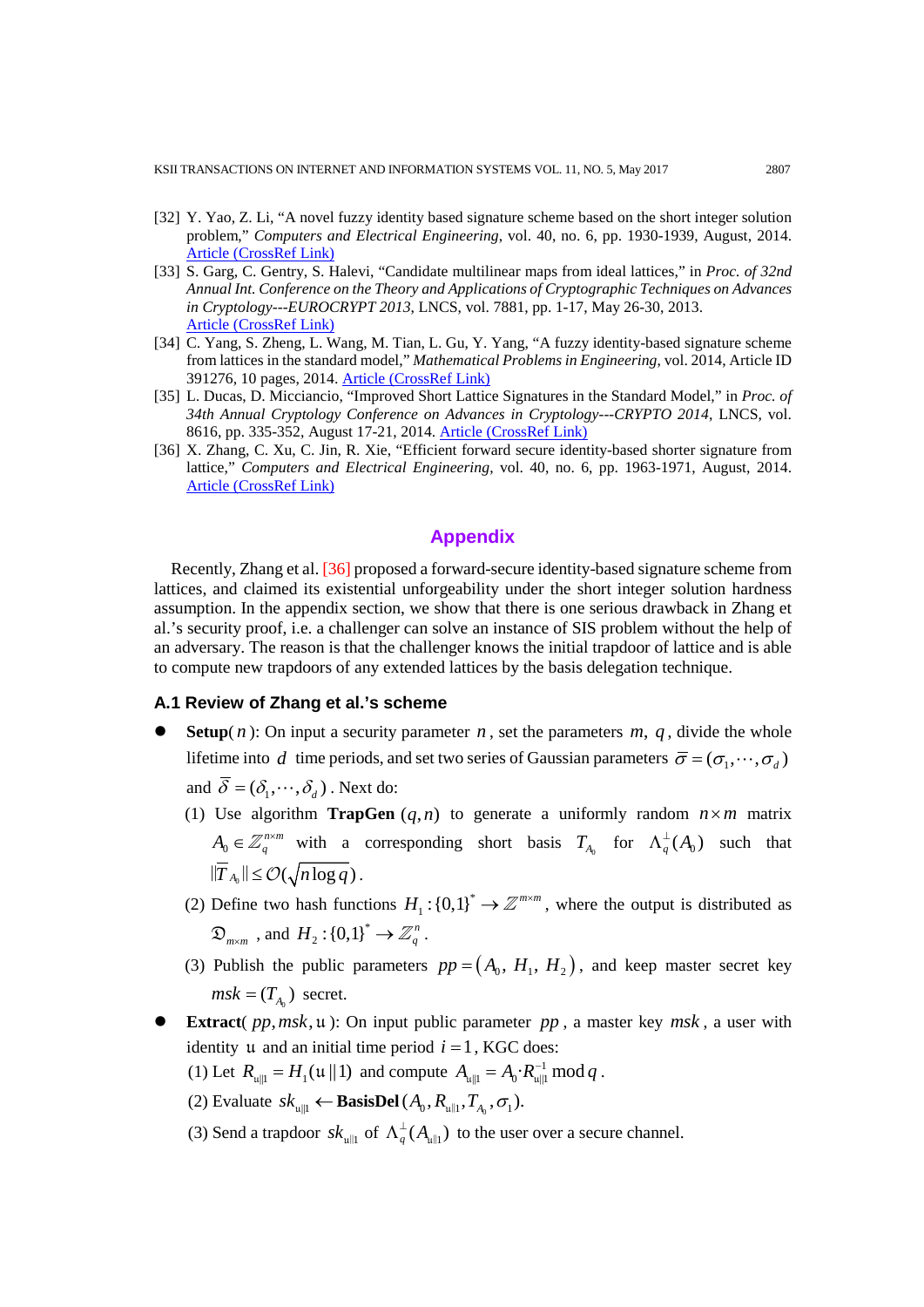[32] Y. Yao, Z. Li, "A novel fuzzy identity based signature scheme based on the short integer solution problem," *Computers and Electrical Engineering*, vol. 40, no. 6, pp. 1930-1939, August, 2014. Article (CrossRef Link)

[33] S. Garg, C. Gentry, S. Halevi, "Candidate multilinear maps from ideal lattices," in *Proc. of 32nd Annual Int. Conference on the Theory and Applications of Cryptographic Techniques on Advances in Cryptology---EUROCRYPT 2013*, LNCS, vol. 7881, pp. 1-17, May 26-30, 2013. Article (CrossRef Link)

[34] C. Yang, S. Zheng, L. Wang, M. Tian, L. Gu, Y. Yang, "A fuzzy identity-based signature scheme from lattices in the standard model," *Mathematical Problems in Engineering*, vol. 2014, Article ID 391276, 10 pages, 2014. Article (CrossRef Link)

[35] L. Ducas, D. Micciancio, "Improved Short Lattice Signatures in the Standard Model," in *Proc. of 34th Annual Cryptology Conference on Advances in Cryptology---CRYPTO 2014*, LNCS, vol. 8616, pp. 335-352, August 17-21, 2014. Article (CrossRef Link)

[36] X. Zhang, C. Xu, C. Jin, R. Xie, "Efficient forward secure identity-based shorter signature from lattice," *Computers and Electrical Engineering*, vol. 40, no. 6, pp. 1963-1971, August, 2014. Article (CrossRef Link)

## Appendix

Recently, Zhang et al. [36] proposed a forward-secure identity-based signature scheme from lattices, and claimed its existential unforgeability under the short integer solution hardness assumption. In the appendix section, we show that there is one serious drawback in Zhang et al.'s security proof, i.e. a challenger can solve an instance of SIS problem without the help of an adversary. The reason is that the challenger knows the initial trapdoor of lattice and is able to compute new trapdoors of any extended lattices by the basis delegation technique.

### A.1 Review of Zhang et al.'s scheme

- **Setup**($n$): On input a security parameter $n$, set the parameters $m$, $q$, divide the whole lifetime into $d$ time periods, and set two series of Gaussian parameters $\overline{\sigma} = (\sigma_1, \cdots, \sigma_d)$ and $\overline{\delta} = (\delta_1, \cdots, \delta_d)$. Next do:
  (1) Use algorithm **TrapGen** $(q, n)$ to generate a uniformly random $n \times m$ matrix $A_0 \in \mathbb{Z}_q^{n \times m}$ with a corresponding short basis $T_{A_0}$ for $\Lambda_q^{\perp}(A_0)$ such that $\|\widetilde{T}_{A_0}\| \le \mathcal{O}(\sqrt{n \log q})$.
  (2) Define two hash functions $H_1 : \{0,1\}^* \to \mathbb{Z}^{m \times m}$, where the output is distributed as $\mathfrak{D}_{m \times m}$, and $H_2 : \{0,1\}^* \to \mathbb{Z}_q^n$.
  (3) Publish the public parameters $pp = (A_0, H_1, H_2)$, and keep master secret key $msk = (T_{A_0})$ secret.
- **Extract**($pp, msk, \mathfrak{u}$): On input public parameter $pp$, a master key $msk$, a user with identity $\mathfrak{u}$ and an initial time period $i = 1$, KGC does:
  (1) Let $R_{\mathfrak{u}\|1} = H_1(\mathfrak{u} \| 1)$ and compute $A_{\mathfrak{u}\|1} = A_0 \cdot R_{\mathfrak{u}\|1}^{-1} \bmod q$.
  (2) Evaluate $sk_{\mathfrak{u}\|1} \leftarrow$ **BasisDel** $(A_0, R_{\mathfrak{u}\|1}, T_{A_0}, \sigma_1)$.
  (3) Send a trapdoor $sk_{\mathfrak{u}\|1}$ of $\Lambda_q^{\perp}(A_{\mathfrak{u}\|1})$ to the user over a secure channel.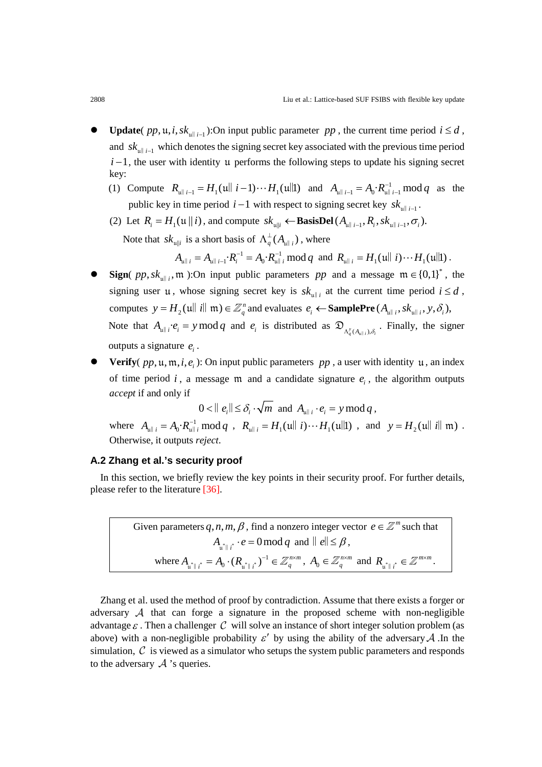- **Update**( $pp, \mathfrak{u}, i, sk_{\mathfrak{u}\| i-1}$ ):On input public parameter $pp$, the current time period $i \le d$, and $sk_{\mathfrak{u}\| i-1}$ which denotes the signing secret key associated with the previous time period $i-1$, the user with identity $\mathfrak{u}$ performs the following steps to update his signing secret key:
  (1) Compute $R_{\mathfrak{u}\| i-1} = H_1(\mathfrak{u}\| i-1)\cdots H_1(\mathfrak{u}\|1)$ and $A_{\mathfrak{u}\| i-1} = A_0 \cdot R_{\mathfrak{u}\| i-1}^{-1} \bmod q$ as the public key in time period $i-1$ with respect to signing secret key $sk_{\mathfrak{u}\| i-1}$.
  (2) Let $R_i = H_1(\mathfrak{u}\,\|\, i)$, and compute $sk_{\mathfrak{u}\|i} \leftarrow \textbf{BasisDel}(A_{\mathfrak{u}\| i-1}, R_i, sk_{\mathfrak{u}\| i-1}, \sigma_i)$.
  Note that $sk_{\mathfrak{u}\|i}$ is a short basis of $\Lambda_q^{\perp}(A_{\mathfrak{u}\| i})$, where
  $$A_{\mathfrak{u}\| i} = A_{\mathfrak{u}\| i-1} \cdot R_i^{-1} = A_0 \cdot R_{\mathfrak{u}\| i}^{-1} \bmod q \text{ and } R_{\mathfrak{u}\| i} = H_1(\mathfrak{u}\| i)\cdots H_1(\mathfrak{u}\|1).$$
- **Sign**( $pp, sk_{\mathfrak{u}\| i}, \mathfrak{m}$ ):On input public parameters $pp$ and a message $\mathfrak{m} \in \{0,1\}^*$, the signing user $\mathfrak{u}$, whose signing secret key is $sk_{\mathfrak{u}\| i}$ at the current time period $i \le d$, computes $y = H_2(\mathfrak{u}\| i\| \mathfrak{m}) \in \mathbb{Z}_q^n$ and evaluates $e_i \leftarrow \textbf{SamplePre}(A_{\mathfrak{u}\| i}, sk_{\mathfrak{u}\| i}, y, \delta_i)$,
  Note that $A_{\mathfrak{u}\| i} \cdot e_i = y \bmod q$ and $e_i$ is distributed as $\mathfrak{D}_{\Lambda_q^{y}(A_{\mathfrak{u}\| i}),\delta_i}$. Finally, the signer outputs a signature $e_i$.
- **Verify**( $pp, \mathfrak{u}, \mathfrak{m}, i, e_i$ ): On input public parameters $pp$, a user with identity $\mathfrak{u}$, an index of time period $i$, a message $\mathfrak{m}$ and a candidate signature $e_i$, the algorithm outputs *accept* if and only if
  $$0 < \| e_i \| \le \delta_i \cdot \sqrt{m} \text{ and } A_{\mathfrak{u}\| i} \cdot e_i = y \bmod q,$$
  where $A_{\mathfrak{u}\| i} = A_0 \cdot R_{\mathfrak{u}\| i}^{-1} \bmod q$, $R_{\mathfrak{u}\| i} = H_1(\mathfrak{u}\| i)\cdots H_1(\mathfrak{u}\|1)$, and $y = H_2(\mathfrak{u}\| i\| \mathfrak{m})$. Otherwise, it outputs *reject*.

### A.2 Zhang et al.'s security proof

In this section, we briefly review the key points in their security proof. For further details, please refer to the literature [36].

> Given parameters $q, n, m, \beta$, find a nonzero integer vector $e \in \mathbb{Z}^m$ such that
> $$A_{\mathfrak{u}^*\| i^*} \cdot e = 0 \bmod q \text{ and } \| e\| \le \beta,$$
> where $A_{\mathfrak{u}^*\| i^*} = A_0 \cdot (R_{\mathfrak{u}^*\| i^*})^{-1} \in \mathbb{Z}_q^{n\times m}$, $A_0 \in \mathbb{Z}_q^{n\times m}$ and $R_{\mathfrak{u}^*\| i^*} \in \mathbb{Z}^{m\times m}$.

Zhang et al. used the method of proof by contradiction. Assume that there exists a forger or adversary $\mathcal{A}$ that can forge a signature in the proposed scheme with non-negligible advantage $\varepsilon$. Then a challenger $\mathcal{C}$ will solve an instance of short integer solution problem (as above) with a non-negligible probability $\varepsilon'$ by using the ability of the adversary $\mathcal{A}$. In the simulation, $\mathcal{C}$ is viewed as a simulator who setups the system public parameters and responds to the adversary $\mathcal{A}$ 's queries.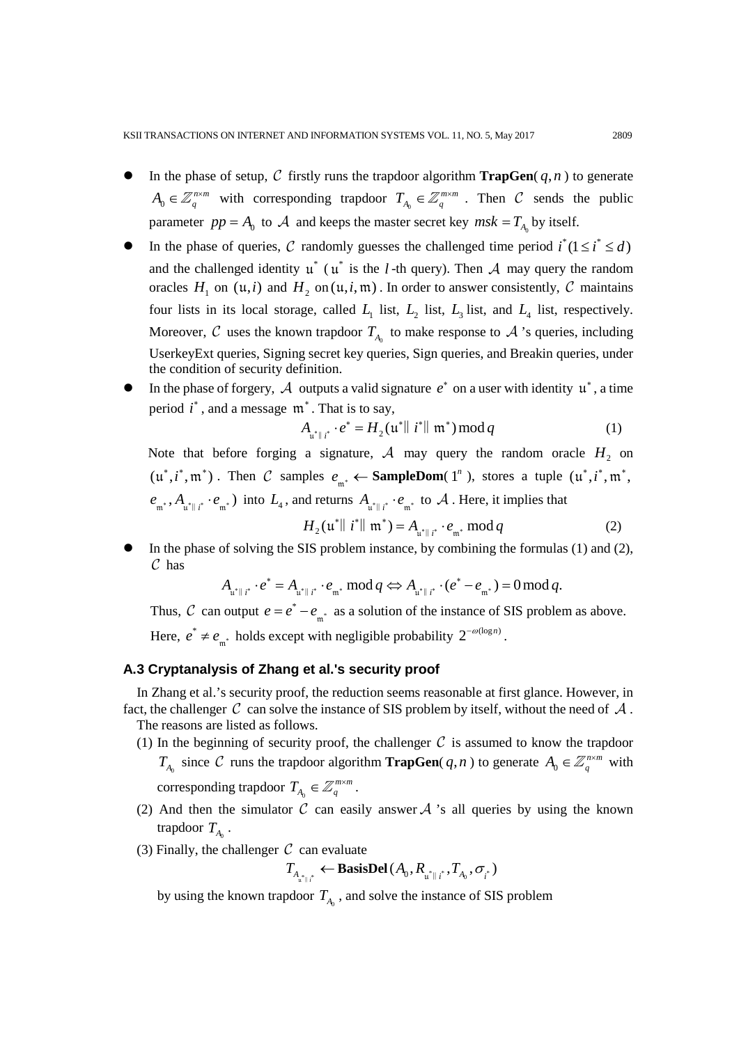- In the phase of setup, $\mathcal{C}$ firstly runs the trapdoor algorithm **TrapGen**( $q, n$ ) to generate $A_0 \in \mathbb{Z}_q^{n\times m}$ with corresponding trapdoor $T_{A_0} \in \mathbb{Z}_q^{m\times m}$. Then $\mathcal{C}$ sends the public parameter $pp = A_0$ to $\mathcal{A}$ and keeps the master secret key $msk = T_{A_0}$ by itself.
- In the phase of queries, $\mathcal{C}$ randomly guesses the challenged time period $i^*(1 \le i^* \le d)$ and the challenged identity $\mathfrak{u}^*$ ( $\mathfrak{u}^*$ is the $l$-th query). Then $\mathcal{A}$ may query the random oracles $H_1$ on $(\mathfrak{u}, i)$ and $H_2$ on $(\mathfrak{u}, i, \mathfrak{m})$. In order to answer consistently, $\mathcal{C}$ maintains four lists in its local storage, called $L_1$ list, $L_2$ list, $L_3$ list, and $L_4$ list, respectively. Moreover, $\mathcal{C}$ uses the known trapdoor $T_{A_0}$ to make response to $\mathcal{A}$'s queries, including UserkeyExt queries, Signing secret key queries, Sign queries, and Breakin queries, under the condition of security definition.
- In the phase of forgery, $\mathcal{A}$ outputs a valid signature $e^*$ on a user with identity $\mathfrak{u}^*$, a time period $i^*$, and a message $\mathfrak{m}^*$. That is to say,

$$A_{\mathfrak{u}^*\| i^*} \cdot e^* = H_2(\mathfrak{u}^* \| i^* \| \mathfrak{m}^*) \bmod q \tag{1}$$

  Note that before forging a signature, $\mathcal{A}$ may query the random oracle $H_2$ on $(\mathfrak{u}^*, i^*, \mathfrak{m}^*)$. Then $\mathcal{C}$ samples $e_{\mathfrak{m}^*} \leftarrow$ **SampleDom**( $1^n$ ), stores a tuple $(\mathfrak{u}^*, i^*, \mathfrak{m}^*, e_{\mathfrak{m}^*}, A_{\mathfrak{u}^*\| i^*} \cdot e_{\mathfrak{m}^*})$ into $L_4$, and returns $A_{\mathfrak{u}^*\| i^*} \cdot e_{\mathfrak{m}^*}$ to $\mathcal{A}$. Here, it implies that

$$H_2(\mathfrak{u}^* \| i^* \| \mathfrak{m}^*) = A_{\mathfrak{u}^*\| i^*} \cdot e_{\mathfrak{m}^*} \bmod q \tag{2}$$

- In the phase of solving the SIS problem instance, by combining the formulas (1) and (2), $\mathcal{C}$ has

$$A_{\mathfrak{u}^*\| i^*} \cdot e^* = A_{\mathfrak{u}^*\| i^*} \cdot e_{\mathfrak{m}^*} \bmod q \Leftrightarrow A_{\mathfrak{u}^*\| i^*} \cdot (e^* - e_{\mathfrak{m}^*}) = 0 \bmod q.$$

  Thus, $\mathcal{C}$ can output $e = e^* - e_{\mathfrak{m}^*}$ as a solution of the instance of SIS problem as above. Here, $e^* \neq e_{\mathfrak{m}^*}$ holds except with negligible probability $2^{-\omega(\log n)}$.

### A.3 Cryptanalysis of Zhang et al.'s security proof

In Zhang et al.'s security proof, the reduction seems reasonable at first glance. However, in fact, the challenger $\mathcal{C}$ can solve the instance of SIS problem by itself, without the need of $\mathcal{A}$. The reasons are listed as follows.

(1) In the beginning of security proof, the challenger $\mathcal{C}$ is assumed to know the trapdoor $T_{A_0}$ since $\mathcal{C}$ runs the trapdoor algorithm **TrapGen**( $q, n$ ) to generate $A_0 \in \mathbb{Z}_q^{n\times m}$ with corresponding trapdoor $T_{A_0} \in \mathbb{Z}_q^{m\times m}$.

(2) And then the simulator $\mathcal{C}$ can easily answer $\mathcal{A}$'s all queries by using the known trapdoor $T_{A_0}$.

(3) Finally, the challenger $\mathcal{C}$ can evaluate

$$T_{A_{\mathfrak{u}^*\| i^*}} \leftarrow \textbf{BasisDel}(A_0, R_{\mathfrak{u}^*\| i^*}, T_{A_0}, \sigma_{i^*})$$

by using the known trapdoor $T_{A_0}$, and solve the instance of SIS problem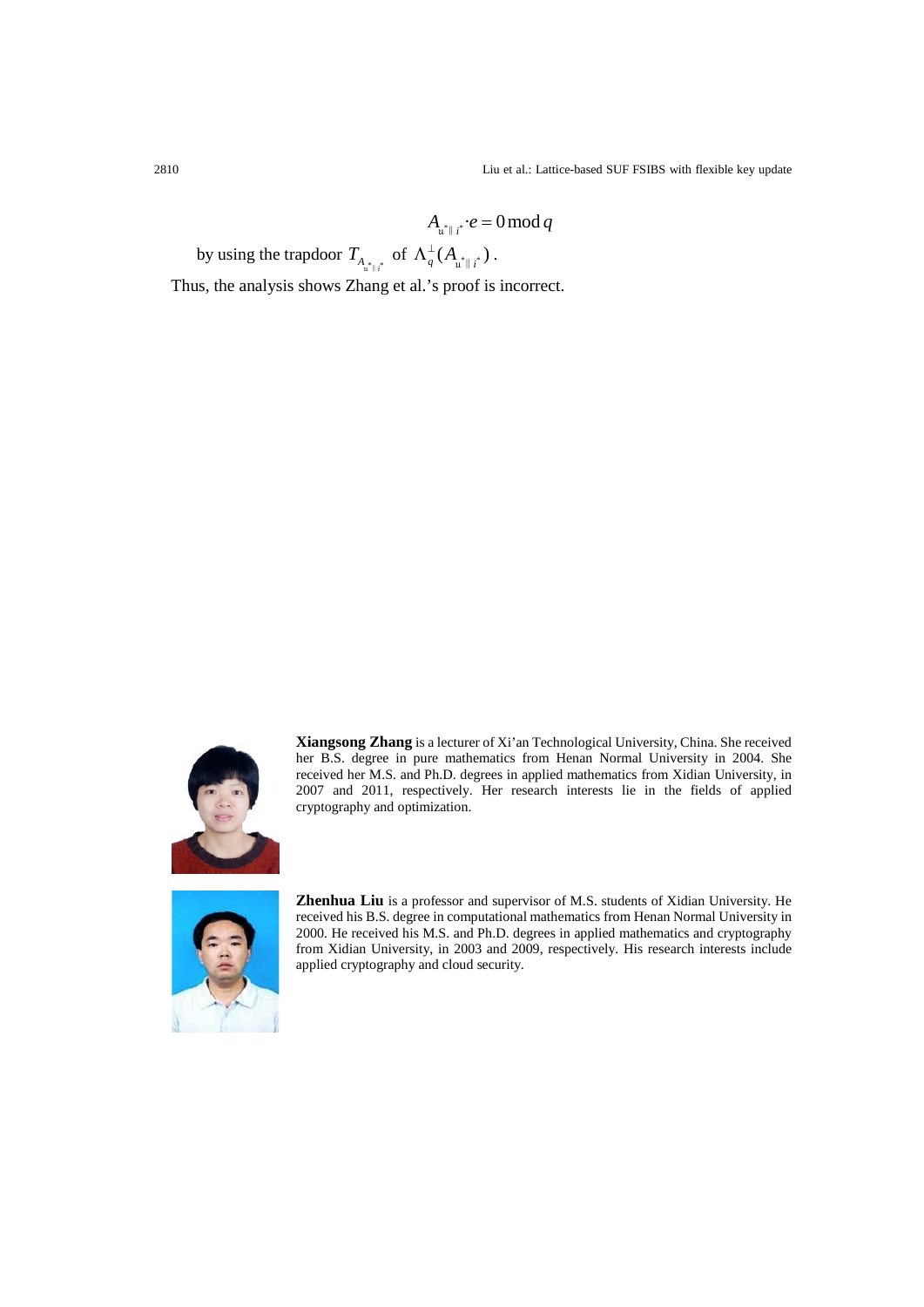$$A_{u^* \| i^*} \cdot e = 0 \bmod q$$

by using the trapdoor $T_{A_{u^* \| i^*}}$ of $\Lambda_q^{\perp}(A_{u^* \| i^*})$.

Thus, the analysis shows Zhang et al.'s proof is incorrect.

**Xiangsong Zhang** is a lecturer of Xi'an Technological University, China. She received her B.S. degree in pure mathematics from Henan Normal University in 2004. She received her M.S. and Ph.D. degrees in applied mathematics from Xidian University, in 2007 and 2011, respectively. Her research interests lie in the fields of applied cryptography and optimization.

**Zhenhua Liu** is a professor and supervisor of M.S. students of Xidian University. He received his B.S. degree in computational mathematics from Henan Normal University in 2000. He received his M.S. and Ph.D. degrees in applied mathematics and cryptography from Xidian University, in 2003 and 2009, respectively. His research interests include applied cryptography and cloud security.